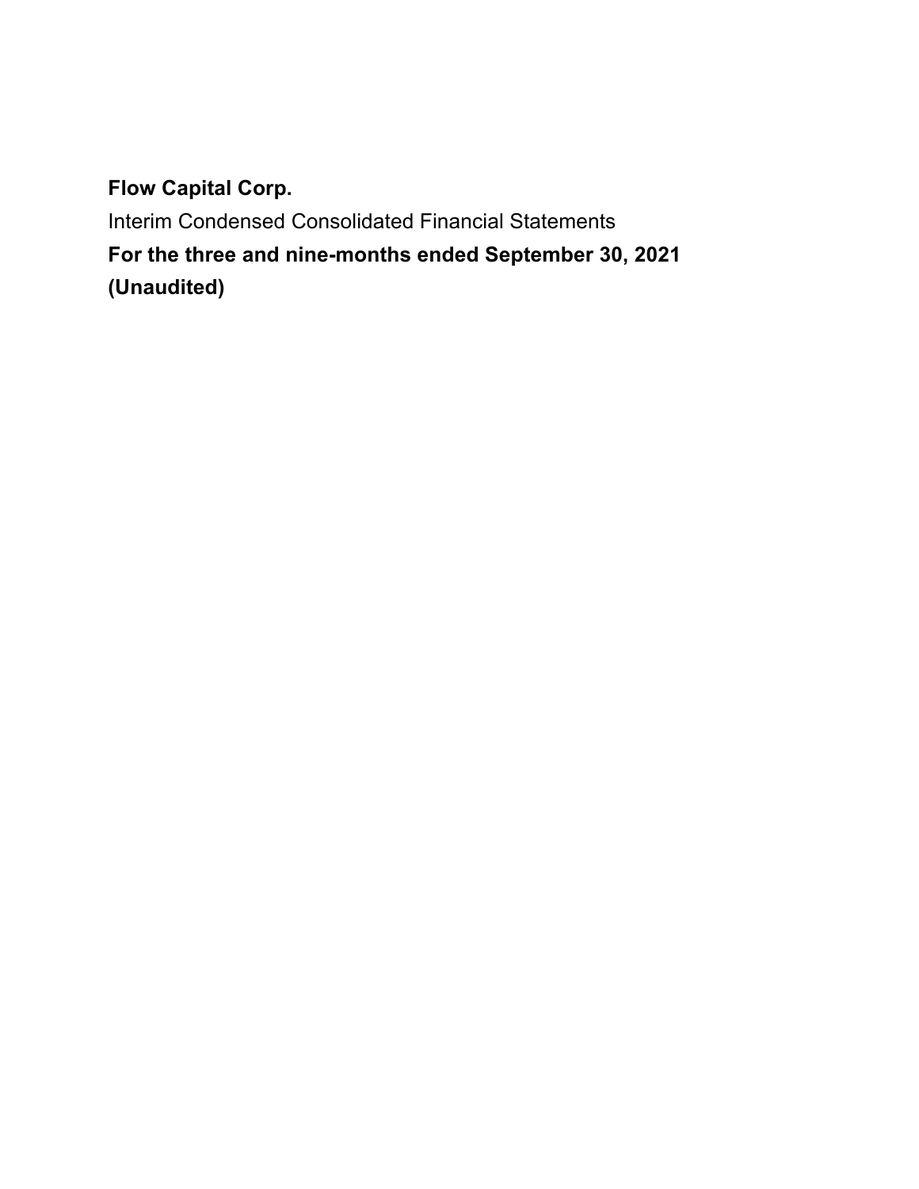**Flow Capital Corp.**

Interim Condensed Consolidated Financial Statements

**For the three and nine-months ended September 30, 2021**

**(Unaudited)**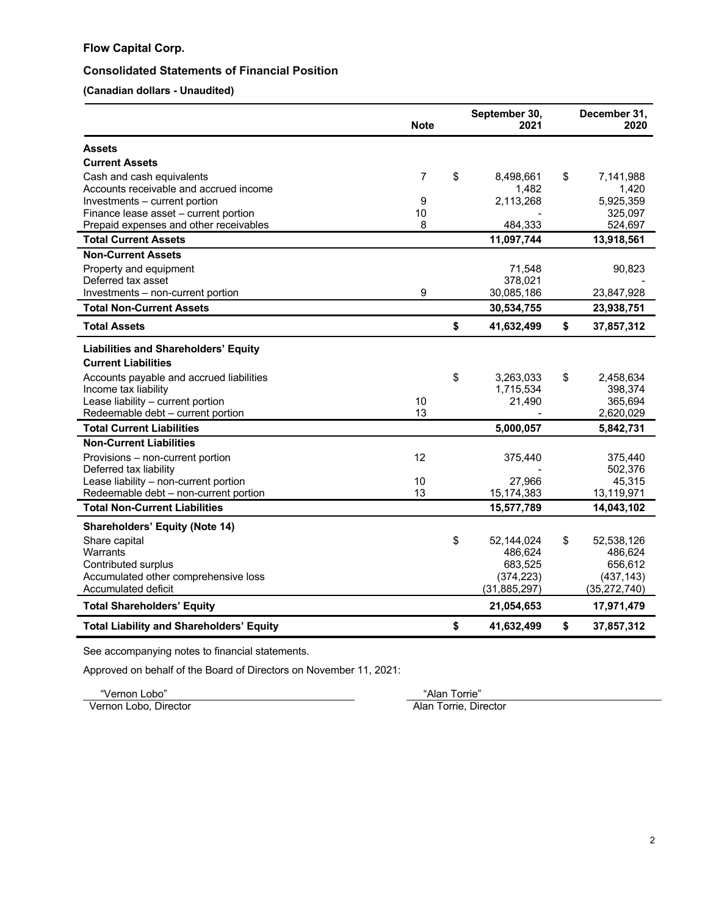# Flow Capital Corp.

## Consolidated Statements of Financial Position

**(Canadian dollars - Unaudited)**

| | Note | September 30, 2021 | December 31, 2020 |
|---|---|---|---|
| **Assets** | | | |
| **Current Assets** | | | |
| Cash and cash equivalents | 7 | $ 8,498,661 | $ 7,141,988 |
| Accounts receivable and accrued income | | 1,482 | 1,420 |
| Investments – current portion | 9 | 2,113,268 | 5,925,359 |
| Finance lease asset – current portion | 10 | - | 325,097 |
| Prepaid expenses and other receivables | 8 | 484,333 | 524,697 |
| **Total Current Assets** | | **11,097,744** | **13,918,561** |
| **Non-Current Assets** | | | |
| Property and equipment | | 71,548 | 90,823 |
| Deferred tax asset | | 378,021 | - |
| Investments – non-current portion | 9 | 30,085,186 | 23,847,928 |
| **Total Non-Current Assets** | | **30,534,755** | **23,938,751** |
| **Total Assets** | | **$ 41,632,499** | **$ 37,857,312** |
| **Liabilities and Shareholders' Equity** | | | |
| **Current Liabilities** | | | |
| Accounts payable and accrued liabilities | | $ 3,263,033 | $ 2,458,634 |
| Income tax liability | | 1,715,534 | 398,374 |
| Lease liability – current portion | 10 | 21,490 | 365,694 |
| Redeemable debt – current portion | 13 | - | 2,620,029 |
| **Total Current Liabilities** | | **5,000,057** | **5,842,731** |
| **Non-Current Liabilities** | | | |
| Provisions – non-current portion | 12 | 375,440 | 375,440 |
| Deferred tax liability | | - | 502,376 |
| Lease liability – non-current portion | 10 | 27,966 | 45,315 |
| Redeemable debt – non-current portion | 13 | 15,174,383 | 13,119,971 |
| **Total Non-Current Liabilities** | | **15,577,789** | **14,043,102** |
| **Shareholders' Equity (Note 14)** | | | |
| Share capital | | $ 52,144,024 | $ 52,538,126 |
| Warrants | | 486,624 | 486,624 |
| Contributed surplus | | 683,525 | 656,612 |
| Accumulated other comprehensive loss | | (374,223) | (437,143) |
| Accumulated deficit | | (31,885,297) | (35,272,740) |
| **Total Shareholders' Equity** | | **21,054,653** | **17,971,479** |
| **Total Liability and Shareholders' Equity** | | **$ 41,632,499** | **$ 37,857,312** |

See accompanying notes to financial statements.

Approved on behalf of the Board of Directors on November 11, 2021:

"Vernon Lobo"
Vernon Lobo, Director

"Alan Torrie"
Alan Torrie, Director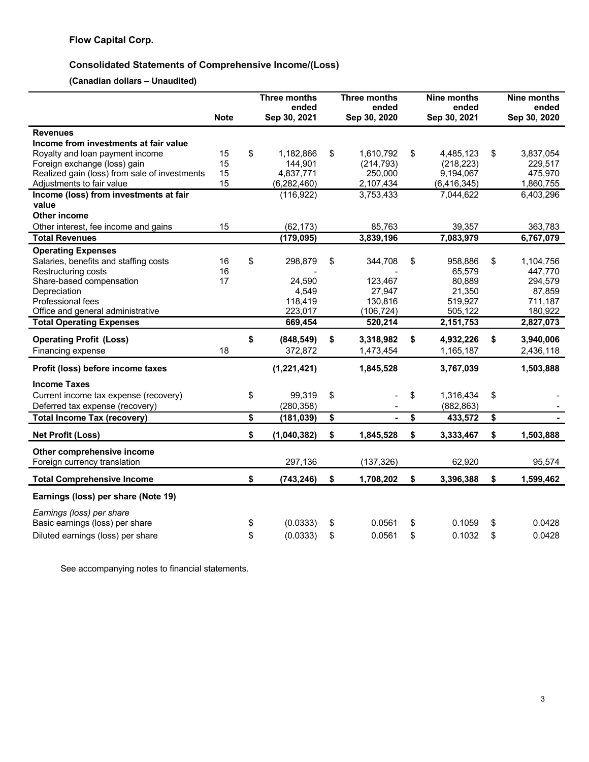# Flow Capital Corp.

## Consolidated Statements of Comprehensive Income/(Loss)

**(Canadian dollars – Unaudited)**

| | Note | Three months ended Sep 30, 2021 | Three months ended Sep 30, 2020 | Nine months ended Sep 30, 2021 | Nine months ended Sep 30, 2020 |
|---|---|---|---|---|---|
| **Revenues** | | | | | |
| **Income from investments at fair value** | | | | | |
| Royalty and loan payment income | 15 | $ 1,182,866 | $ 1,610,792 | $ 4,485,123 | $ 3,837,054 |
| Foreign exchange (loss) gain | 15 | 144,901 | (214,793) | (218,223) | 229,517 |
| Realized gain (loss) from sale of investments | 15 | 4,837,771 | 250,000 | 9,194,067 | 475,970 |
| Adjustments to fair value | 15 | (6,282,460) | 2,107,434 | (6,416,345) | 1,860,755 |
| **Income (loss) from investments at fair value** | | (116,922) | 3,753,433 | 7,044,622 | 6,403,296 |
| **Other income** | | | | | |
| Other interest, fee income and gains | 15 | (62,173) | 85,763 | 39,357 | 363,783 |
| **Total Revenues** | | **(179,095)** | **3,839,196** | **7,083,979** | **6,767,079** |
| **Operating Expenses** | | | | | |
| Salaries, benefits and staffing costs | 16 | $ 298,879 | $ 344,708 | $ 958,886 | $ 1,104,756 |
| Restructuring costs | 16 | - | - | 65,579 | 447,770 |
| Share-based compensation | 17 | 24,590 | 123,467 | 80,889 | 294,579 |
| Depreciation | | 4,549 | 27,947 | 21,350 | 87,859 |
| Professional fees | | 118,419 | 130,816 | 519,927 | 711,187 |
| Office and general administrative | | 223,017 | (106,724) | 505,122 | 180,922 |
| **Total Operating Expenses** | | **669,454** | **520,214** | **2,151,753** | **2,827,073** |
| **Operating Profit (Loss)** | | **$ (848,549)** | **$ 3,318,982** | **$ 4,932,226** | **$ 3,940,006** |
| Financing expense | 18 | 372,872 | 1,473,454 | 1,165,187 | 2,436,118 |
| **Profit (loss) before income taxes** | | **(1,221,421)** | **1,845,528** | **3,767,039** | **1,503,888** |
| **Income Taxes** | | | | | |
| Current income tax expense (recovery) | | $ 99,319 | $ - | $ 1,316,434 | $ - |
| Deferred tax expense (recovery) | | (280,358) | - | (882,863) | - |
| **Total Income Tax (recovery)** | | **$ (181,039)** | **$ -** | **$ 433,572** | **$ -** |
| **Net Profit (Loss)** | | **$ (1,040,382)** | **$ 1,845,528** | **$ 3,333,467** | **$ 1,503,888** |
| **Other comprehensive income** | | | | | |
| Foreign currency translation | | 297,136 | (137,326) | 62,920 | 95,574 |
| **Total Comprehensive Income** | | **$ (743,246)** | **$ 1,708,202** | **$ 3,396,388** | **$ 1,599,462** |
| **Earnings (loss) per share (Note 19)** | | | | | |
| *Earnings (loss) per share* | | | | | |
| Basic earnings (loss) per share | | $ (0.0333) | $ 0.0561 | $ 0.1059 | $ 0.0428 |
| Diluted earnings (loss) per share | | $ (0.0333) | $ 0.0561 | $ 0.1032 | $ 0.0428 |

See accompanying notes to financial statements.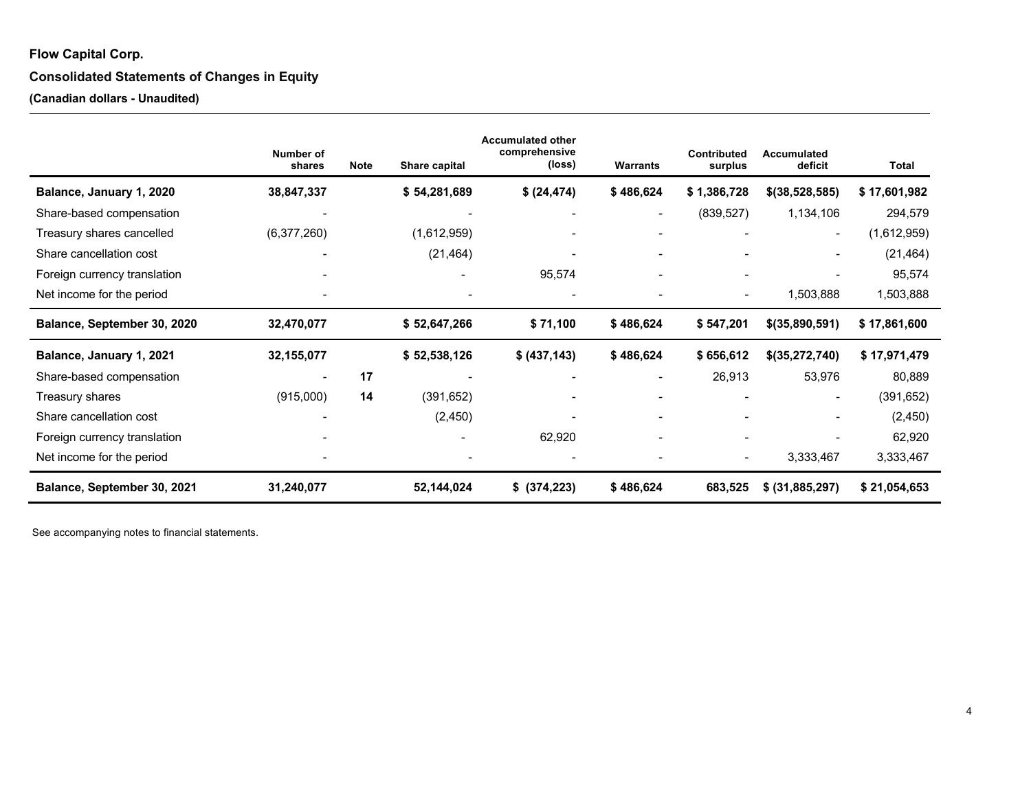**Flow Capital Corp.**

**Consolidated Statements of Changes in Equity**

**(Canadian dollars - Unaudited)**

| | Number of shares | Note | Share capital | Accumulated other comprehensive (loss) | Warrants | Contributed surplus | Accumulated deficit | Total |
|---|---|---|---|---|---|---|---|---|
| **Balance, January 1, 2020** | **38,847,337** | | **$ 54,281,689** | **$ (24,474)** | **$ 486,624** | **$ 1,386,728** | **$(38,528,585)** | **$ 17,601,982** |
| Share-based compensation | - | | - | - | - | (839,527) | 1,134,106 | 294,579 |
| Treasury shares cancelled | (6,377,260) | | (1,612,959) | - | - | - | - | (1,612,959) |
| Share cancellation cost | - | | (21,464) | - | - | - | - | (21,464) |
| Foreign currency translation | - | | - | 95,574 | - | - | - | 95,574 |
| Net income for the period | - | | - | - | - | - | 1,503,888 | 1,503,888 |
| **Balance, September 30, 2020** | **32,470,077** | | **$ 52,647,266** | **$ 71,100** | **$ 486,624** | **$ 547,201** | **$(35,890,591)** | **$ 17,861,600** |
| **Balance, January 1, 2021** | **32,155,077** | | **$ 52,538,126** | **$ (437,143)** | **$ 486,624** | **$ 656,612** | **$(35,272,740)** | **$ 17,971,479** |
| Share-based compensation | - | **17** | - | - | - | 26,913 | 53,976 | 80,889 |
| Treasury shares | (915,000) | **14** | (391,652) | - | - | - | - | (391,652) |
| Share cancellation cost | - | | (2,450) | - | - | - | - | (2,450) |
| Foreign currency translation | - | | - | 62,920 | - | - | - | 62,920 |
| Net income for the period | - | | - | - | - | - | 3,333,467 | 3,333,467 |
| **Balance, September 30, 2021** | **31,240,077** | | **52,144,024** | **$ (374,223)** | **$ 486,624** | **683,525** | **$ (31,885,297)** | **$ 21,054,653** |

See accompanying notes to financial statements.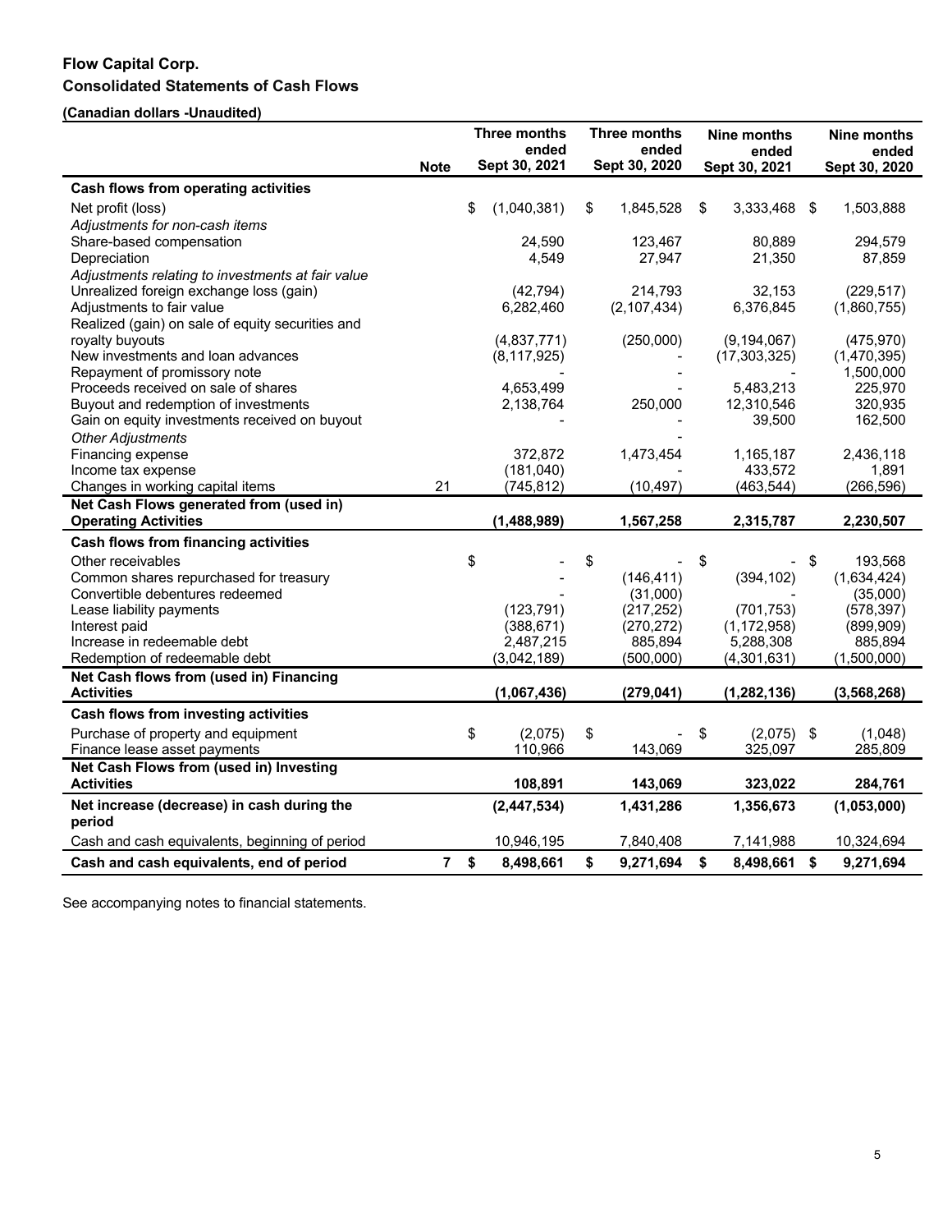# Flow Capital Corp.

## Consolidated Statements of Cash Flows

**(Canadian dollars -Unaudited)**

| | Note | Three months ended Sept 30, 2021 | Three months ended Sept 30, 2020 | Nine months ended Sept 30, 2021 | Nine months ended Sept 30, 2020 |
|---|---|---|---|---|---|
| **Cash flows from operating activities** | | | | | |
| Net profit (loss) | | $ (1,040,381) | $ 1,845,528 | $ 3,333,468 | $ 1,503,888 |
| *Adjustments for non-cash items* | | | | | |
| Share-based compensation | | 24,590 | 123,467 | 80,889 | 294,579 |
| Depreciation | | 4,549 | 27,947 | 21,350 | 87,859 |
| *Adjustments relating to investments at fair value* | | | | | |
| Unrealized foreign exchange loss (gain) | | (42,794) | 214,793 | 32,153 | (229,517) |
| Adjustments to fair value | | 6,282,460 | (2,107,434) | 6,376,845 | (1,860,755) |
| Realized (gain) on sale of equity securities and royalty buyouts | | (4,837,771) | (250,000) | (9,194,067) | (475,970) |
| New investments and loan advances | | (8,117,925) | - | (17,303,325) | (1,470,395) |
| Repayment of promissory note | | - | - | - | 1,500,000 |
| Proceeds received on sale of shares | | 4,653,499 | - | 5,483,213 | 225,970 |
| Buyout and redemption of investments | | 2,138,764 | 250,000 | 12,310,546 | 320,935 |
| Gain on equity investments received on buyout | | - | - | 39,500 | 162,500 |
| *Other Adjustments* | | | - | | |
| Financing expense | | 372,872 | 1,473,454 | 1,165,187 | 2,436,118 |
| Income tax expense | | (181,040) | - | 433,572 | 1,891 |
| Changes in working capital items | 21 | (745,812) | (10,497) | (463,544) | (266,596) |
| **Net Cash Flows generated from (used in) Operating Activities** | | **(1,488,989)** | **1,567,258** | **2,315,787** | **2,230,507** |
| **Cash flows from financing activities** | | | | | |
| Other receivables | | $ - | $ - | $ - | $ 193,568 |
| Common shares repurchased for treasury | | - | (146,411) | (394,102) | (1,634,424) |
| Convertible debentures redeemed | | - | (31,000) | - | (35,000) |
| Lease liability payments | | (123,791) | (217,252) | (701,753) | (578,397) |
| Interest paid | | (388,671) | (270,272) | (1,172,958) | (899,909) |
| Increase in redeemable debt | | 2,487,215 | 885,894 | 5,288,308 | 885,894 |
| Redemption of redeemable debt | | (3,042,189) | (500,000) | (4,301,631) | (1,500,000) |
| **Net Cash flows from (used in) Financing Activities** | | **(1,067,436)** | **(279,041)** | **(1,282,136)** | **(3,568,268)** |
| **Cash flows from investing activities** | | | | | |
| Purchase of property and equipment | | $ (2,075) | $ - | $ (2,075) | $ (1,048) |
| Finance lease asset payments | | 110,966 | 143,069 | 325,097 | 285,809 |
| **Net Cash Flows from (used in) Investing Activities** | | **108,891** | **143,069** | **323,022** | **284,761** |
| **Net increase (decrease) in cash during the period** | | **(2,447,534)** | **1,431,286** | **1,356,673** | **(1,053,000)** |
| Cash and cash equivalents, beginning of period | | 10,946,195 | 7,840,408 | 7,141,988 | 10,324,694 |
| **Cash and cash equivalents, end of period** | **7** | **$ 8,498,661** | **$ 9,271,694** | **$ 8,498,661** | **$ 9,271,694** |

See accompanying notes to financial statements.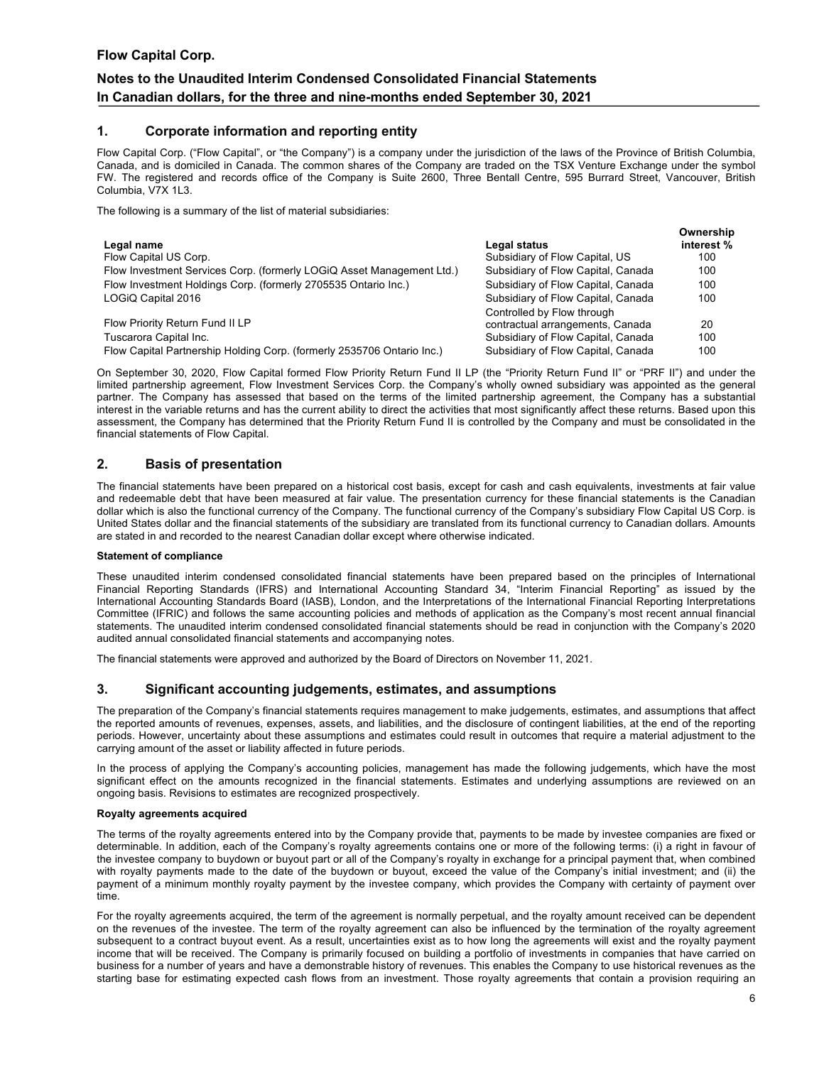## 1. Corporate information and reporting entity

Flow Capital Corp. ("Flow Capital", or "the Company") is a company under the jurisdiction of the laws of the Province of British Columbia, Canada, and is domiciled in Canada. The common shares of the Company are traded on the TSX Venture Exchange under the symbol FW. The registered and records office of the Company is Suite 2600, Three Bentall Centre, 595 Burrard Street, Vancouver, British Columbia, V7X 1L3.

The following is a summary of the list of material subsidiaries:

| Legal name | Legal status | Ownership interest % |
|---|---|---|
| Flow Capital US Corp. | Subsidiary of Flow Capital, US | 100 |
| Flow Investment Services Corp. (formerly LOGiQ Asset Management Ltd.) | Subsidiary of Flow Capital, Canada | 100 |
| Flow Investment Holdings Corp. (formerly 2705535 Ontario Inc.) | Subsidiary of Flow Capital, Canada | 100 |
| LOGiQ Capital 2016 | Subsidiary of Flow Capital, Canada | 100 |
| Flow Priority Return Fund II LP | Controlled by Flow through contractual arrangements, Canada | 20 |
| Tuscarora Capital Inc. | Subsidiary of Flow Capital, Canada | 100 |
| Flow Capital Partnership Holding Corp. (formerly 2535706 Ontario Inc.) | Subsidiary of Flow Capital, Canada | 100 |

On September 30, 2020, Flow Capital formed Flow Priority Return Fund II LP (the "Priority Return Fund II" or "PRF II") and under the limited partnership agreement, Flow Investment Services Corp. the Company's wholly owned subsidiary was appointed as the general partner. The Company has assessed that based on the terms of the limited partnership agreement, the Company has a substantial interest in the variable returns and has the current ability to direct the activities that most significantly affect these returns. Based upon this assessment, the Company has determined that the Priority Return Fund II is controlled by the Company and must be consolidated in the financial statements of Flow Capital.

## 2. Basis of presentation

The financial statements have been prepared on a historical cost basis, except for cash and cash equivalents, investments at fair value and redeemable debt that have been measured at fair value. The presentation currency for these financial statements is the Canadian dollar which is also the functional currency of the Company. The functional currency of the Company's subsidiary Flow Capital US Corp. is United States dollar and the financial statements of the subsidiary are translated from its functional currency to Canadian dollars. Amounts are stated in and recorded to the nearest Canadian dollar except where otherwise indicated.

**Statement of compliance**

These unaudited interim condensed consolidated financial statements have been prepared based on the principles of International Financial Reporting Standards (IFRS) and International Accounting Standard 34, "Interim Financial Reporting" as issued by the International Accounting Standards Board (IASB), London, and the Interpretations of the International Financial Reporting Interpretations Committee (IFRIC) and follows the same accounting policies and methods of application as the Company's most recent annual financial statements. The unaudited interim condensed consolidated financial statements should be read in conjunction with the Company's 2020 audited annual consolidated financial statements and accompanying notes.

The financial statements were approved and authorized by the Board of Directors on November 11, 2021.

## 3. Significant accounting judgements, estimates, and assumptions

The preparation of the Company's financial statements requires management to make judgements, estimates, and assumptions that affect the reported amounts of revenues, expenses, assets, and liabilities, and the disclosure of contingent liabilities, at the end of the reporting periods. However, uncertainty about these assumptions and estimates could result in outcomes that require a material adjustment to the carrying amount of the asset or liability affected in future periods.

In the process of applying the Company's accounting policies, management has made the following judgements, which have the most significant effect on the amounts recognized in the financial statements. Estimates and underlying assumptions are reviewed on an ongoing basis. Revisions to estimates are recognized prospectively.

**Royalty agreements acquired**

The terms of the royalty agreements entered into by the Company provide that, payments to be made by investee companies are fixed or determinable. In addition, each of the Company's royalty agreements contains one or more of the following terms: (i) a right in favour of the investee company to buydown or buyout part or all of the Company's royalty in exchange for a principal payment that, when combined with royalty payments made to the date of the buydown or buyout, exceed the value of the Company's initial investment; and (ii) the payment of a minimum monthly royalty payment by the investee company, which provides the Company with certainty of payment over time.

For the royalty agreements acquired, the term of the agreement is normally perpetual, and the royalty amount received can be dependent on the revenues of the investee. The term of the royalty agreement can also be influenced by the termination of the royalty agreement subsequent to a contract buyout event. As a result, uncertainties exist as to how long the agreements will exist and the royalty payment income that will be received. The Company is primarily focused on building a portfolio of investments in companies that have carried on business for a number of years and have a demonstrable history of revenues. This enables the Company to use historical revenues as the starting base for estimating expected cash flows from an investment. Those royalty agreements that contain a provision requiring an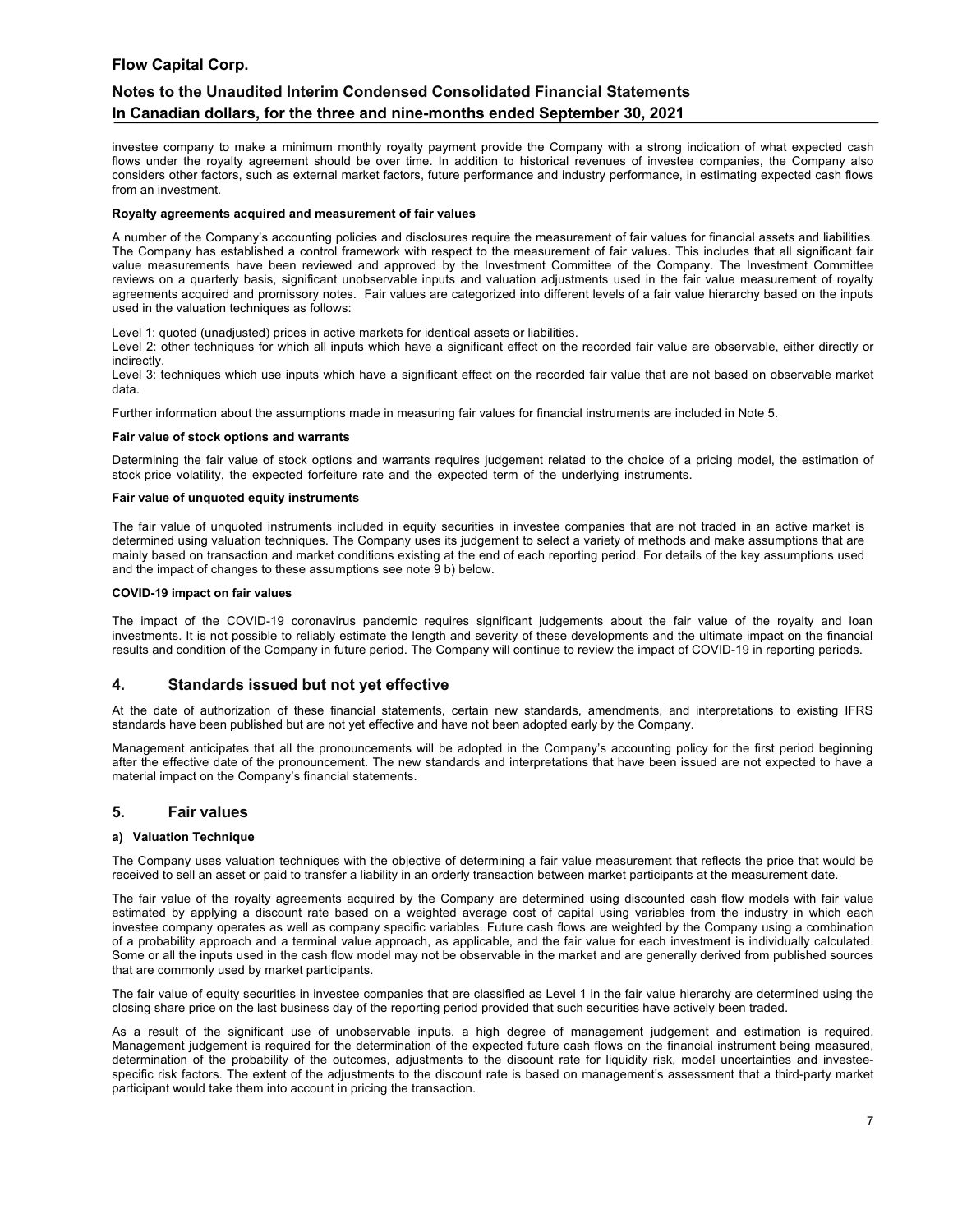investee company to make a minimum monthly royalty payment provide the Company with a strong indication of what expected cash flows under the royalty agreement should be over time. In addition to historical revenues of investee companies, the Company also considers other factors, such as external market factors, future performance and industry performance, in estimating expected cash flows from an investment.

**Royalty agreements acquired and measurement of fair values**

A number of the Company's accounting policies and disclosures require the measurement of fair values for financial assets and liabilities. The Company has established a control framework with respect to the measurement of fair values. This includes that all significant fair value measurements have been reviewed and approved by the Investment Committee of the Company. The Investment Committee reviews on a quarterly basis, significant unobservable inputs and valuation adjustments used in the fair value measurement of royalty agreements acquired and promissory notes. Fair values are categorized into different levels of a fair value hierarchy based on the inputs used in the valuation techniques as follows:

Level 1: quoted (unadjusted) prices in active markets for identical assets or liabilities.
Level 2: other techniques for which all inputs which have a significant effect on the recorded fair value are observable, either directly or indirectly.
Level 3: techniques which use inputs which have a significant effect on the recorded fair value that are not based on observable market data.

Further information about the assumptions made in measuring fair values for financial instruments are included in Note 5.

**Fair value of stock options and warrants**

Determining the fair value of stock options and warrants requires judgement related to the choice of a pricing model, the estimation of stock price volatility, the expected forfeiture rate and the expected term of the underlying instruments.

**Fair value of unquoted equity instruments**

The fair value of unquoted instruments included in equity securities in investee companies that are not traded in an active market is determined using valuation techniques. The Company uses its judgement to select a variety of methods and make assumptions that are mainly based on transaction and market conditions existing at the end of each reporting period. For details of the key assumptions used and the impact of changes to these assumptions see note 9 b) below.

**COVID-19 impact on fair values**

The impact of the COVID-19 coronavirus pandemic requires significant judgements about the fair value of the royalty and loan investments. It is not possible to reliably estimate the length and severity of these developments and the ultimate impact on the financial results and condition of the Company in future period. The Company will continue to review the impact of COVID-19 in reporting periods.

## 4. Standards issued but not yet effective

At the date of authorization of these financial statements, certain new standards, amendments, and interpretations to existing IFRS standards have been published but are not yet effective and have not been adopted early by the Company.

Management anticipates that all the pronouncements will be adopted in the Company's accounting policy for the first period beginning after the effective date of the pronouncement. The new standards and interpretations that have been issued are not expected to have a material impact on the Company's financial statements.

## 5. Fair values

### a) Valuation Technique

The Company uses valuation techniques with the objective of determining a fair value measurement that reflects the price that would be received to sell an asset or paid to transfer a liability in an orderly transaction between market participants at the measurement date.

The fair value of the royalty agreements acquired by the Company are determined using discounted cash flow models with fair value estimated by applying a discount rate based on a weighted average cost of capital using variables from the industry in which each investee company operates as well as company specific variables. Future cash flows are weighted by the Company using a combination of a probability approach and a terminal value approach, as applicable, and the fair value for each investment is individually calculated. Some or all the inputs used in the cash flow model may not be observable in the market and are generally derived from published sources that are commonly used by market participants.

The fair value of equity securities in investee companies that are classified as Level 1 in the fair value hierarchy are determined using the closing share price on the last business day of the reporting period provided that such securities have actively been traded.

As a result of the significant use of unobservable inputs, a high degree of management judgement and estimation is required. Management judgement is required for the determination of the expected future cash flows on the financial instrument being measured, determination of the probability of the outcomes, adjustments to the discount rate for liquidity risk, model uncertainties and investee-specific risk factors. The extent of the adjustments to the discount rate is based on management's assessment that a third-party market participant would take them into account in pricing the transaction.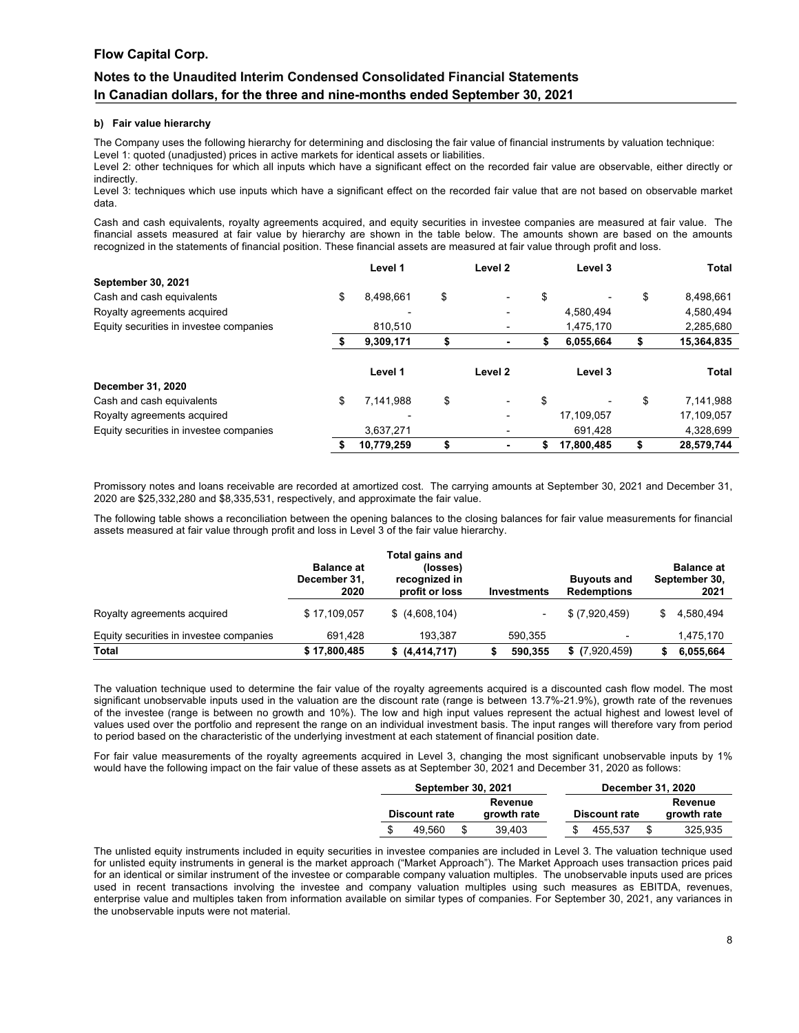#### b) Fair value hierarchy

The Company uses the following hierarchy for determining and disclosing the fair value of financial instruments by valuation technique:
Level 1: quoted (unadjusted) prices in active markets for identical assets or liabilities.
Level 2: other techniques for which all inputs which have a significant effect on the recorded fair value are observable, either directly or indirectly.
Level 3: techniques which use inputs which have a significant effect on the recorded fair value that are not based on observable market data.

Cash and cash equivalents, royalty agreements acquired, and equity securities in investee companies are measured at fair value. The financial assets measured at fair value by hierarchy are shown in the table below. The amounts shown are based on the amounts recognized in the statements of financial position. These financial assets are measured at fair value through profit and loss.

| | Level 1 | Level 2 | Level 3 | Total |
|---|---|---|---|---|
| **September 30, 2021** | | | | |
| Cash and cash equivalents | $ 8,498,661 | $ - | $ - | $ 8,498,661 |
| Royalty agreements acquired | - | - | 4,580,494 | 4,580,494 |
| Equity securities in investee companies | 810,510 | - | 1,475,170 | 2,285,680 |
| | **$ 9,309,171** | **$ -** | **$ 6,055,664** | **$ 15,364,835** |

| | Level 1 | Level 2 | Level 3 | Total |
|---|---|---|---|---|
| **December 31, 2020** | | | | |
| Cash and cash equivalents | $ 7,141,988 | $ - | $ - | $ 7,141,988 |
| Royalty agreements acquired | - | - | 17,109,057 | 17,109,057 |
| Equity securities in investee companies | 3,637,271 | - | 691,428 | 4,328,699 |
| | **$ 10,779,259** | **$ -** | **$ 17,800,485** | **$ 28,579,744** |

Promissory notes and loans receivable are recorded at amortized cost. The carrying amounts at September 30, 2021 and December 31, 2020 are $25,332,280 and $8,335,531, respectively, and approximate the fair value.

The following table shows a reconciliation between the opening balances to the closing balances for fair value measurements for financial assets measured at fair value through profit and loss in Level 3 of the fair value hierarchy.

| | Balance at December 31, 2020 | Total gains and (losses) recognized in profit or loss | Investments | Buyouts and Redemptions | Balance at September 30, 2021 |
|---|---|---|---|---|---|
| Royalty agreements acquired | $ 17,109,057 | $ (4,608,104) | - | $ (7,920,459) | $ 4,580,494 |
| Equity securities in investee companies | 691,428 | 193,387 | 590,355 | - | 1,475,170 |
| **Total** | **$ 17,800,485** | **$ (4,414,717)** | **$ 590,355** | **$ (7,920,459)** | **$ 6,055,664** |

The valuation technique used to determine the fair value of the royalty agreements acquired is a discounted cash flow model. The most significant unobservable inputs used in the valuation are the discount rate (range is between 13.7%-21.9%), growth rate of the revenues of the investee (range is between no growth and 10%). The low and high input values represent the actual highest and lowest level of values used over the portfolio and represent the range on an individual investment basis. The input ranges will therefore vary from period to period based on the characteristic of the underlying investment at each statement of financial position date.

For fair value measurements of the royalty agreements acquired in Level 3, changing the most significant unobservable inputs by 1% would have the following impact on the fair value of these assets as at September 30, 2021 and December 31, 2020 as follows:

| September 30, 2021 | | December 31, 2020 | |
|---|---|---|---|
| Discount rate | Revenue growth rate | Discount rate | Revenue growth rate |
| $ 49,560 | $ 39,403 | $ 455,537 | $ 325,935 |

The unlisted equity instruments included in equity securities in investee companies are included in Level 3. The valuation technique used for unlisted equity instruments in general is the market approach ("Market Approach"). The Market Approach uses transaction prices paid for an identical or similar instrument of the investee or comparable company valuation multiples. The unobservable inputs used are prices used in recent transactions involving the investee and company valuation multiples using such measures as EBITDA, revenues, enterprise value and multiples taken from information available on similar types of companies. For September 30, 2021, any variances in the unobservable inputs were not material.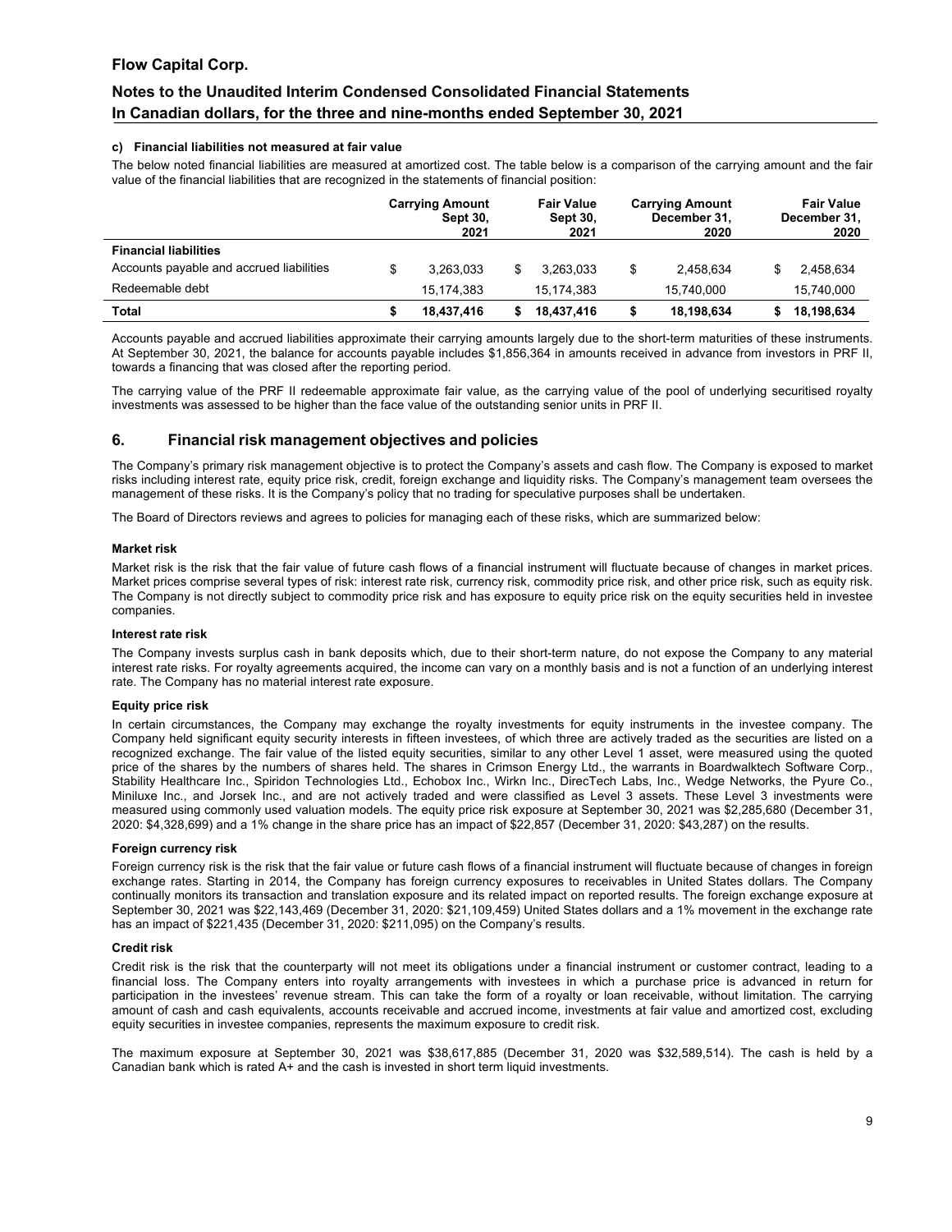#### c) Financial liabilities not measured at fair value

The below noted financial liabilities are measured at amortized cost. The table below is a comparison of the carrying amount and the fair value of the financial liabilities that are recognized in the statements of financial position:

| | Carrying Amount Sept 30, 2021 | Fair Value Sept 30, 2021 | Carrying Amount December 31, 2020 | Fair Value December 31, 2020 |
|---|---|---|---|---|
| **Financial liabilities** | | | | |
| Accounts payable and accrued liabilities | $ 3,263,033 | $ 3,263,033 | $ 2,458,634 | $ 2,458,634 |
| Redeemable debt | 15,174,383 | 15,174,383 | 15,740,000 | 15,740,000 |
| **Total** | **$ 18,437,416** | **$ 18,437,416** | **$ 18,198,634** | **$ 18,198,634** |

Accounts payable and accrued liabilities approximate their carrying amounts largely due to the short-term maturities of these instruments. At September 30, 2021, the balance for accounts payable includes $1,856,364 in amounts received in advance from investors in PRF II, towards a financing that was closed after the reporting period.

The carrying value of the PRF II redeemable approximate fair value, as the carrying value of the pool of underlying securitised royalty investments was assessed to be higher than the face value of the outstanding senior units in PRF II.

## 6. Financial risk management objectives and policies

The Company's primary risk management objective is to protect the Company's assets and cash flow. The Company is exposed to market risks including interest rate, equity price risk, credit, foreign exchange and liquidity risks. The Company's management team oversees the management of these risks. It is the Company's policy that no trading for speculative purposes shall be undertaken.

The Board of Directors reviews and agrees to policies for managing each of these risks, which are summarized below:

#### Market risk

Market risk is the risk that the fair value of future cash flows of a financial instrument will fluctuate because of changes in market prices. Market prices comprise several types of risk: interest rate risk, currency risk, commodity price risk, and other price risk, such as equity risk. The Company is not directly subject to commodity price risk and has exposure to equity price risk on the equity securities held in investee companies.

#### Interest rate risk

The Company invests surplus cash in bank deposits which, due to their short-term nature, do not expose the Company to any material interest rate risks. For royalty agreements acquired, the income can vary on a monthly basis and is not a function of an underlying interest rate. The Company has no material interest rate exposure.

#### Equity price risk

In certain circumstances, the Company may exchange the royalty investments for equity instruments in the investee company. The Company held significant equity security interests in fifteen investees, of which three are actively traded as the securities are listed on a recognized exchange. The fair value of the listed equity securities, similar to any other Level 1 asset, were measured using the quoted price of the shares by the numbers of shares held. The shares in Crimson Energy Ltd., the warrants in Boardwalktech Software Corp., Stability Healthcare Inc., Spiridon Technologies Ltd., Echobox Inc., Wirkn Inc., DirecTech Labs, Inc., Wedge Networks, the Pyure Co., Miniluxe Inc., and Jorsek Inc., and are not actively traded and were classified as Level 3 assets. These Level 3 investments were measured using commonly used valuation models. The equity price risk exposure at September 30, 2021 was $2,285,680 (December 31, 2020: $4,328,699) and a 1% change in the share price has an impact of $22,857 (December 31, 2020: $43,287) on the results.

#### Foreign currency risk

Foreign currency risk is the risk that the fair value or future cash flows of a financial instrument will fluctuate because of changes in foreign exchange rates. Starting in 2014, the Company has foreign currency exposures to receivables in United States dollars. The Company continually monitors its transaction and translation exposure and its related impact on reported results. The foreign exchange exposure at September 30, 2021 was $22,143,469 (December 31, 2020: $21,109,459) United States dollars and a 1% movement in the exchange rate has an impact of $221,435 (December 31, 2020: $211,095) on the Company's results.

#### Credit risk

Credit risk is the risk that the counterparty will not meet its obligations under a financial instrument or customer contract, leading to a financial loss. The Company enters into royalty arrangements with investees in which a purchase price is advanced in return for participation in the investees' revenue stream. This can take the form of a royalty or loan receivable, without limitation. The carrying amount of cash and cash equivalents, accounts receivable and accrued income, investments at fair value and amortized cost, excluding equity securities in investee companies, represents the maximum exposure to credit risk.

The maximum exposure at September 30, 2021 was $38,617,885 (December 31, 2020 was $32,589,514). The cash is held by a Canadian bank which is rated A+ and the cash is invested in short term liquid investments.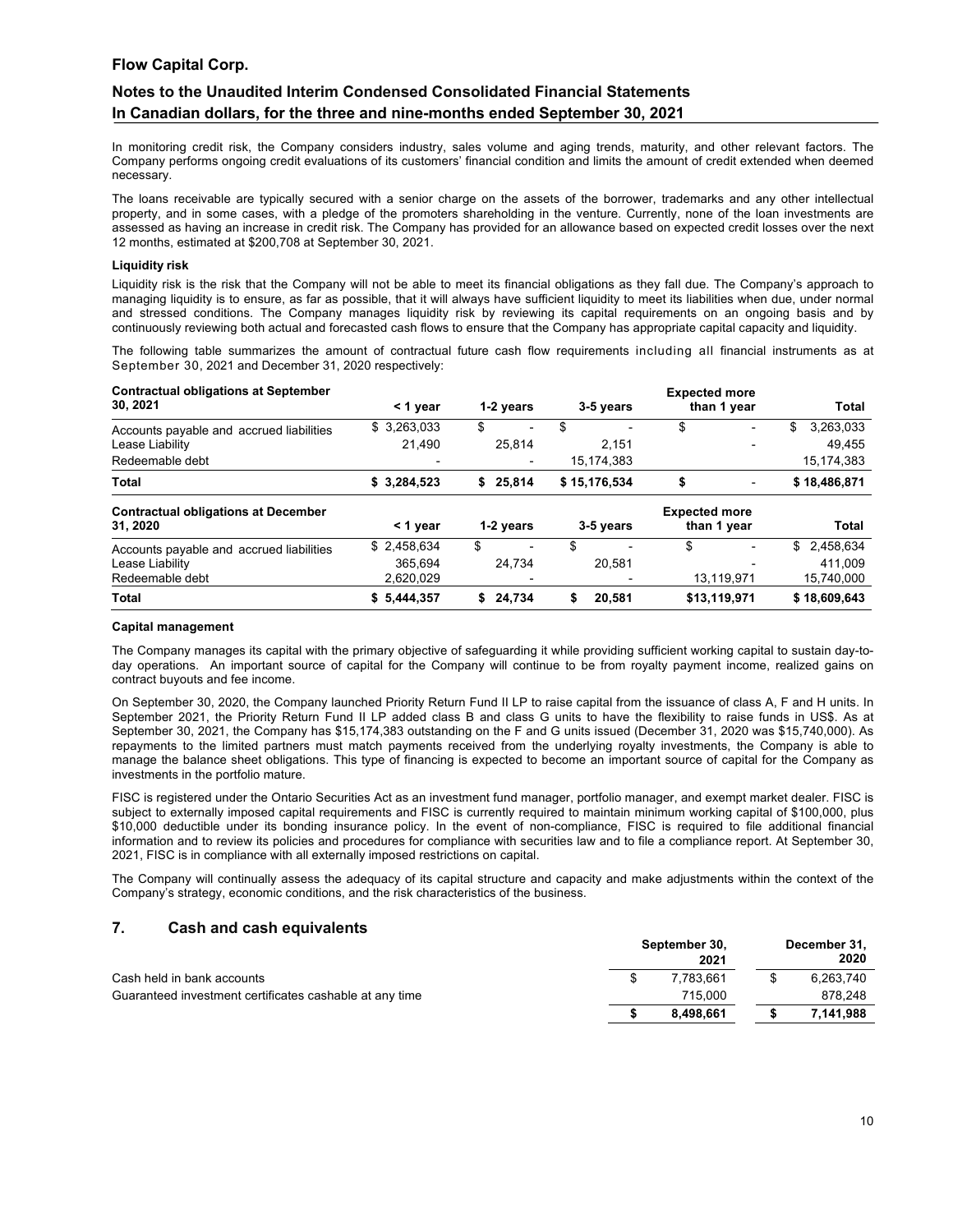In monitoring credit risk, the Company considers industry, sales volume and aging trends, maturity, and other relevant factors. The Company performs ongoing credit evaluations of its customers' financial condition and limits the amount of credit extended when deemed necessary.

The loans receivable are typically secured with a senior charge on the assets of the borrower, trademarks and any other intellectual property, and in some cases, with a pledge of the promoters shareholding in the venture. Currently, none of the loan investments are assessed as having an increase in credit risk. The Company has provided for an allowance based on expected credit losses over the next 12 months, estimated at $200,708 at September 30, 2021.

**Liquidity risk**

Liquidity risk is the risk that the Company will not be able to meet its financial obligations as they fall due. The Company's approach to managing liquidity is to ensure, as far as possible, that it will always have sufficient liquidity to meet its liabilities when due, under normal and stressed conditions. The Company manages liquidity risk by reviewing its capital requirements on an ongoing basis and by continuously reviewing both actual and forecasted cash flows to ensure that the Company has appropriate capital capacity and liquidity.

The following table summarizes the amount of contractual future cash flow requirements including all financial instruments as at September 30, 2021 and December 31, 2020 respectively:

| Contractual obligations at September 30, 2021 | < 1 year | 1-2 years | 3-5 years | Expected more than 1 year | Total |
|---|---|---|---|---|---|
| Accounts payable and accrued liabilities | $ 3,263,033 | $ - | $ - | $ - | $ 3,263,033 |
| Lease Liability | 21,490 | 25,814 | 2,151 | - | 49,455 |
| Redeemable debt | - | - | 15,174,383 | | 15,174,383 |
| **Total** | **$ 3,284,523** | **$ 25,814** | **$ 15,176,534** | **$ -** | **$ 18,486,871** |

| Contractual obligations at December 31, 2020 | < 1 year | 1-2 years | 3-5 years | Expected more than 1 year | Total |
|---|---|---|---|---|---|
| Accounts payable and accrued liabilities | $ 2,458,634 | $ - | $ - | $ - | $ 2,458,634 |
| Lease Liability | 365,694 | 24,734 | 20,581 | - | 411,009 |
| Redeemable debt | 2,620,029 | - | - | 13,119,971 | 15,740,000 |
| **Total** | **$ 5,444,357** | **$ 24,734** | **$ 20,581** | **$13,119,971** | **$ 18,609,643** |

**Capital management**

The Company manages its capital with the primary objective of safeguarding it while providing sufficient working capital to sustain day-to-day operations. An important source of capital for the Company will continue to be from royalty payment income, realized gains on contract buyouts and fee income.

On September 30, 2020, the Company launched Priority Return Fund II LP to raise capital from the issuance of class A, F and H units. In September 2021, the Priority Return Fund II LP added class B and class G units to have the flexibility to raise funds in US$. As at September 30, 2021, the Company has $15,174,383 outstanding on the F and G units issued (December 31, 2020 was $15,740,000). As repayments to the limited partners must match payments received from the underlying royalty investments, the Company is able to manage the balance sheet obligations. This type of financing is expected to become an important source of capital for the Company as investments in the portfolio mature.

FISC is registered under the Ontario Securities Act as an investment fund manager, portfolio manager, and exempt market dealer. FISC is subject to externally imposed capital requirements and FISC is currently required to maintain minimum working capital of $100,000, plus $10,000 deductible under its bonding insurance policy. In the event of non-compliance, FISC is required to file additional financial information and to review its policies and procedures for compliance with securities law and to file a compliance report. At September 30, 2021, FISC is in compliance with all externally imposed restrictions on capital.

The Company will continually assess the adequacy of its capital structure and capacity and make adjustments within the context of the Company's strategy, economic conditions, and the risk characteristics of the business.

## 7. Cash and cash equivalents

| | September 30, 2021 | December 31, 2020 |
|---|---|---|
| Cash held in bank accounts | $ 7,783,661 | $ 6,263,740 |
| Guaranteed investment certificates cashable at any time | 715,000 | 878,248 |
| | **$ 8,498,661** | **$ 7,141,988** |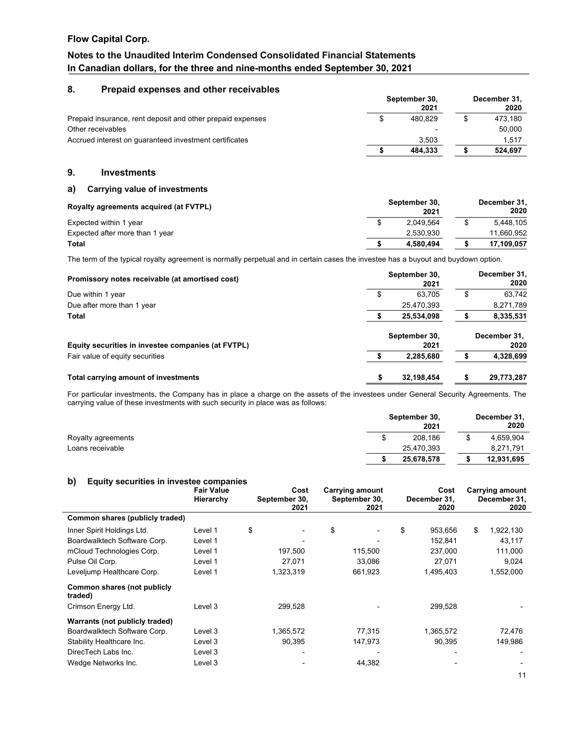**Flow Capital Corp.**

**Notes to the Unaudited Interim Condensed Consolidated Financial Statements**
**In Canadian dollars, for the three and nine-months ended September 30, 2021**

## 8. Prepaid expenses and other receivables

| | September 30, 2021 | December 31, 2020 |
|---|---|---|
| Prepaid insurance, rent deposit and other prepaid expenses | $ 480,829 | $ 473,180 |
| Other receivables | - | 50,000 |
| Accrued interest on guaranteed investment certificates | 3,503 | 1,517 |
| | **$ 484,333** | **$ 524,697** |

## 9. Investments

### a) Carrying value of investments

| **Royalty agreements acquired (at FVTPL)** | September 30, 2021 | December 31, 2020 |
|---|---|---|
| Expected within 1 year | $ 2,049,564 | $ 5,448,105 |
| Expected after more than 1 year | 2,530,930 | 11,660,952 |
| **Total** | **$ 4,580,494** | **$ 17,109,057** |

The term of the typical royalty agreement is normally perpetual and in certain cases the investee has a buyout and buydown option.

| **Promissory notes receivable (at amortised cost)** | September 30, 2021 | December 31, 2020 |
|---|---|---|
| Due within 1 year | $ 63,705 | $ 63,742 |
| Due after more than 1 year | 25,470,393 | 8,271,789 |
| **Total** | **$ 25,534,098** | **$ 8,335,531** |

| **Equity securities in investee companies (at FVTPL)** | September 30, 2021 | December 31, 2020 |
|---|---|---|
| Fair value of equity securities | **$ 2,285,680** | **$ 4,328,699** |
| | | |
| **Total carrying amount of investments** | **$ 32,198,454** | **$ 29,773,287** |

For particular investments, the Company has in place a charge on the assets of the investees under General Security Agreements. The carrying value of these investments with such security in place was as follows:

| | September 30, 2021 | December 31, 2020 |
|---|---|---|
| Royalty agreements | $ 208,186 | $ 4,659,904 |
| Loans receivable | 25,470,393 | 8,271,791 |
| | **$ 25,678,578** | **$ 12,931,695** |

### b) Equity securities in investee companies

| | Fair Value Hierarchy | Cost September 30, 2021 | Carrying amount September 30, 2021 | Cost December 31, 2020 | Carrying amount December 31, 2020 |
|---|---|---|---|---|---|
| **Common shares (publicly traded)** | | | | | |
| Inner Spirit Holdings Ltd. | Level 1 | $ - | $ - | $ 953,656 | $ 1,922,130 |
| Boardwalktech Software Corp. | Level 1 | - | - | 152,841 | 43,117 |
| mCloud Technologies Corp. | Level 1 | 197,500 | 115,500 | 237,000 | 111,000 |
| Pulse Oil Corp. | Level 1 | 27,071 | 33,086 | 27,071 | 9,024 |
| Leveljump Healthcare Corp. | Level 1 | 1,323,319 | 661,923 | 1,495,403 | 1,552,000 |
| **Common shares (not publicly traded)** | | | | | |
| Crimson Energy Ltd. | Level 3 | 299,528 | - | 299,528 | - |
| **Warrants (not publicly traded)** | | | | | |
| Boardwalktech Software Corp. | Level 3 | 1,365,572 | 77,315 | 1,365,572 | 72,476 |
| Stability Healthcare Inc. | Level 3 | 90,395 | 147,973 | 90,395 | 149,986 |
| DirecTech Labs Inc. | Level 3 | - | - | - | - |
| Wedge Networks Inc. | Level 3 | - | 44,382 | - | - |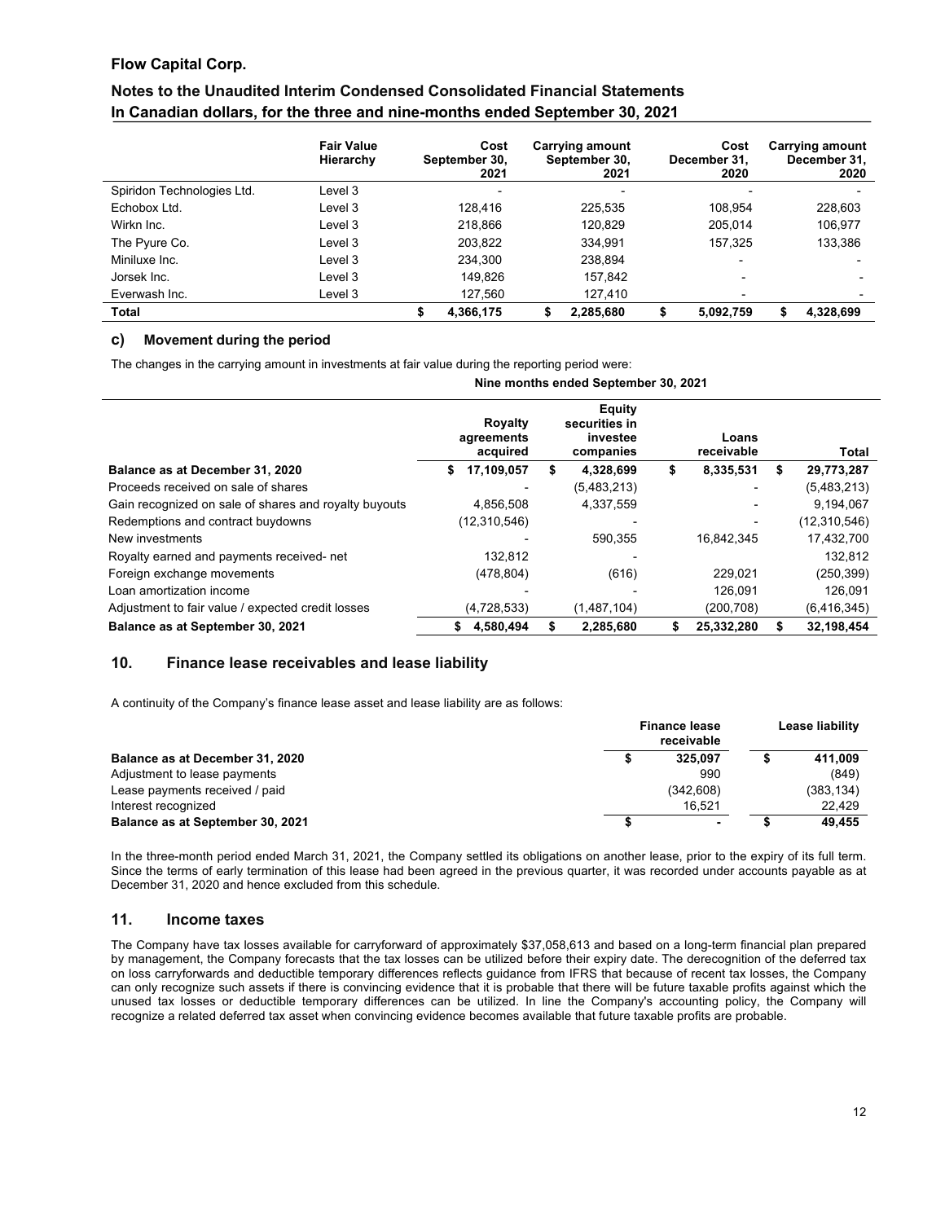| | Fair Value Hierarchy | Cost September 30, 2021 | Carrying amount September 30, 2021 | Cost December 31, 2020 | Carrying amount December 31, 2020 |
|---|---|---|---|---|---|
| Spiridon Technologies Ltd. | Level 3 | - | - | - | - |
| Echobox Ltd. | Level 3 | 128,416 | 225,535 | 108,954 | 228,603 |
| Wirkn Inc. | Level 3 | 218,866 | 120,829 | 205,014 | 106,977 |
| The Pyure Co. | Level 3 | 203,822 | 334,991 | 157,325 | 133,386 |
| Miniluxe Inc. | Level 3 | 234,300 | 238,894 | - | - |
| Jorsek Inc. | Level 3 | 149,826 | 157,842 | - | - |
| Everwash Inc. | Level 3 | 127,560 | 127,410 | - | - |
| **Total** | | **$ 4,366,175** | **$ 2,285,680** | **$ 5,092,759** | **$ 4,328,699** |

### c) Movement during the period

The changes in the carrying amount in investments at fair value during the reporting period were:

| Nine months ended September 30, 2021 | Royalty agreements acquired | Equity securities in investee companies | Loans receivable | Total |
|---|---|---|---|---|
| **Balance as at December 31, 2020** | **$ 17,109,057** | **$ 4,328,699** | **$ 8,335,531** | **$ 29,773,287** |
| Proceeds received on sale of shares | - | (5,483,213) | - | (5,483,213) |
| Gain recognized on sale of shares and royalty buyouts | 4,856,508 | 4,337,559 | - | 9,194,067 |
| Redemptions and contract buydowns | (12,310,546) | - | - | (12,310,546) |
| New investments | - | 590,355 | 16,842,345 | 17,432,700 |
| Royalty earned and payments received- net | 132,812 | - | | 132,812 |
| Foreign exchange movements | (478,804) | (616) | 229,021 | (250,399) |
| Loan amortization income | - | - | 126,091 | 126,091 |
| Adjustment to fair value / expected credit losses | (4,728,533) | (1,487,104) | (200,708) | (6,416,345) |
| **Balance as at September 30, 2021** | **$ 4,580,494** | **$ 2,285,680** | **$ 25,332,280** | **$ 32,198,454** |

## 10. Finance lease receivables and lease liability

A continuity of the Company's finance lease asset and lease liability are as follows:

| | Finance lease receivable | Lease liability |
|---|---|---|
| **Balance as at December 31, 2020** | **$ 325,097** | **$ 411,009** |
| Adjustment to lease payments | 990 | (849) |
| Lease payments received / paid | (342,608) | (383,134) |
| Interest recognized | 16,521 | 22,429 |
| **Balance as at September 30, 2021** | **$ -** | **$ 49,455** |

In the three-month period ended March 31, 2021, the Company settled its obligations on another lease, prior to the expiry of its full term. Since the terms of early termination of this lease had been agreed in the previous quarter, it was recorded under accounts payable as at December 31, 2020 and hence excluded from this schedule.

## 11. Income taxes

The Company have tax losses available for carryforward of approximately $37,058,613 and based on a long-term financial plan prepared by management, the Company forecasts that the tax losses can be utilized before their expiry date. The derecognition of the deferred tax on loss carryforwards and deductible temporary differences reflects guidance from IFRS that because of recent tax losses, the Company can only recognize such assets if there is convincing evidence that it is probable that there will be future taxable profits against which the unused tax losses or deductible temporary differences can be utilized. In line the Company's accounting policy, the Company will recognize a related deferred tax asset when convincing evidence becomes available that future taxable profits are probable.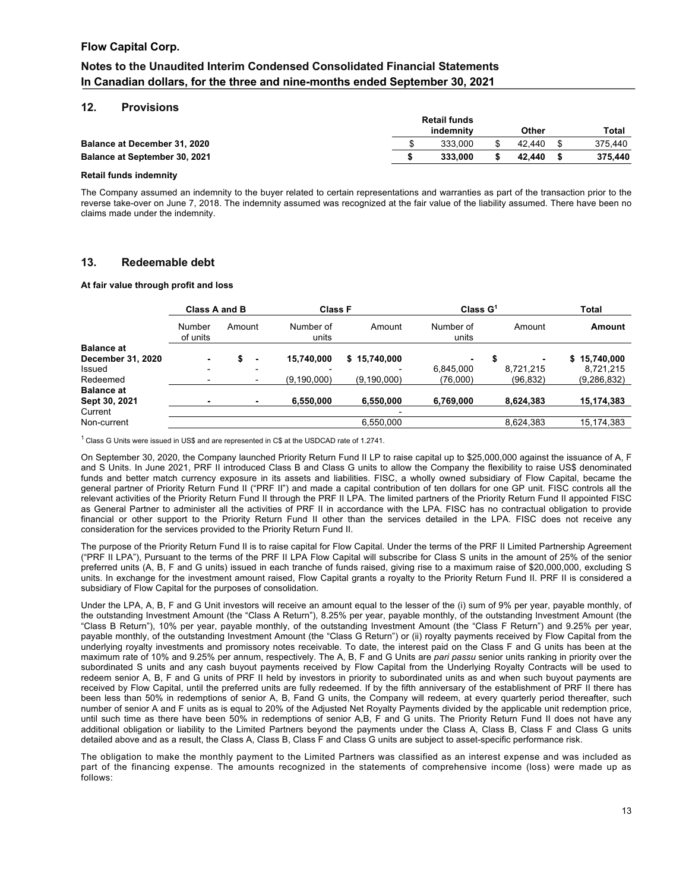## 12. Provisions

| | Retail funds indemnity | Other | Total |
|---|---|---|---|
| **Balance at December 31, 2020** | $ 333,000 | $ 42,440 | $ 375,440 |
| **Balance at September 30, 2021** | **$ 333,000** | **$ 42,440** | **$ 375,440** |

**Retail funds indemnity**

The Company assumed an indemnity to the buyer related to certain representations and warranties as part of the transaction prior to the reverse take-over on June 7, 2018. The indemnity assumed was recognized at the fair value of the liability assumed. There have been no claims made under the indemnity.

## 13. Redeemable debt

**At fair value through profit and loss**

| | Class A and B | | Class F | | Class G[1] | | Total |
|---|---|---|---|---|---|---|---|
| | Number of units | Amount | Number of units | Amount | Number of units | Amount | **Amount** |
| **Balance at December 31, 2020** | **-** | **$ -** | **15,740,000** | **$ 15,740,000** | **-** | **$ -** | **$ 15,740,000** |
| Issued | - | - | - | - | 6,845,000 | 8,721,215 | 8,721,215 |
| Redeemed | - | - | (9,190,000) | (9,190,000) | (76,000) | (96,832) | (9,286,832) |
| **Balance at Sept 30, 2021** | **-** | **-** | **6,550,000** | **6,550,000** | **6,769,000** | **8,624,383** | **15,174,383** |
| Current | | | | - | | | |
| Non-current | | | | 6,550,000 | | 8,624,383 | 15,174,383 |

[1] Class G Units were issued in US$ and are represented in C$ at the USDCAD rate of 1.2741.

On September 30, 2020, the Company launched Priority Return Fund II LP to raise capital up to $25,000,000 against the issuance of A, F and S Units. In June 2021, PRF II introduced Class B and Class G units to allow the Company the flexibility to raise US$ denominated funds and better match currency exposure in its assets and liabilities. FISC, a wholly owned subsidiary of Flow Capital, became the general partner of Priority Return Fund II ("PRF II") and made a capital contribution of ten dollars for one GP unit. FISC controls all the relevant activities of the Priority Return Fund II through the PRF II LPA. The limited partners of the Priority Return Fund II appointed FISC as General Partner to administer all the activities of PRF II in accordance with the LPA. FISC has no contractual obligation to provide financial or other support to the Priority Return Fund II other than the services detailed in the LPA. FISC does not receive any consideration for the services provided to the Priority Return Fund II.

The purpose of the Priority Return Fund II is to raise capital for Flow Capital. Under the terms of the PRF II Limited Partnership Agreement ("PRF II LPA"), Pursuant to the terms of the PRF II LPA Flow Capital will subscribe for Class S units in the amount of 25% of the senior preferred units (A, B, F and G units) issued in each tranche of funds raised, giving rise to a maximum raise of $20,000,000, excluding S units. In exchange for the investment amount raised, Flow Capital grants a royalty to the Priority Return Fund II. PRF II is considered a subsidiary of Flow Capital for the purposes of consolidation.

Under the LPA, A, B, F and G Unit investors will receive an amount equal to the lesser of the (i) sum of 9% per year, payable monthly, of the outstanding Investment Amount (the "Class A Return"), 8.25% per year, payable monthly, of the outstanding Investment Amount (the "Class B Return"), 10% per year, payable monthly, of the outstanding Investment Amount (the "Class F Return") and 9.25% per year, payable monthly, of the outstanding Investment Amount (the "Class G Return") or (ii) royalty payments received by Flow Capital from the underlying royalty investments and promissory notes receivable. To date, the interest paid on the Class F and G units has been at the maximum rate of 10% and 9.25% per annum, respectively. The A, B, F and G Units are *pari passu* senior units ranking in priority over the subordinated S units and any cash buyout payments received by Flow Capital from the Underlying Royalty Contracts will be used to redeem senior A, B, F and G units of PRF II held by investors in priority to subordinated units as and when such buyout payments are received by Flow Capital, until the preferred units are fully redeemed. If by the fifth anniversary of the establishment of PRF II there has been less than 50% in redemptions of senior A, B, Fand G units, the Company will redeem, at every quarterly period thereafter, such number of senior A and F units as is equal to 20% of the Adjusted Net Royalty Payments divided by the applicable unit redemption price, until such time as there have been 50% in redemptions of senior A,B, F and G units. The Priority Return Fund II does not have any additional obligation or liability to the Limited Partners beyond the payments under the Class A, Class B, Class F and Class G units detailed above and as a result, the Class A, Class B, Class F and Class G units are subject to asset-specific performance risk.

The obligation to make the monthly payment to the Limited Partners was classified as an interest expense and was included as part of the financing expense. The amounts recognized in the statements of comprehensive income (loss) were made up as follows: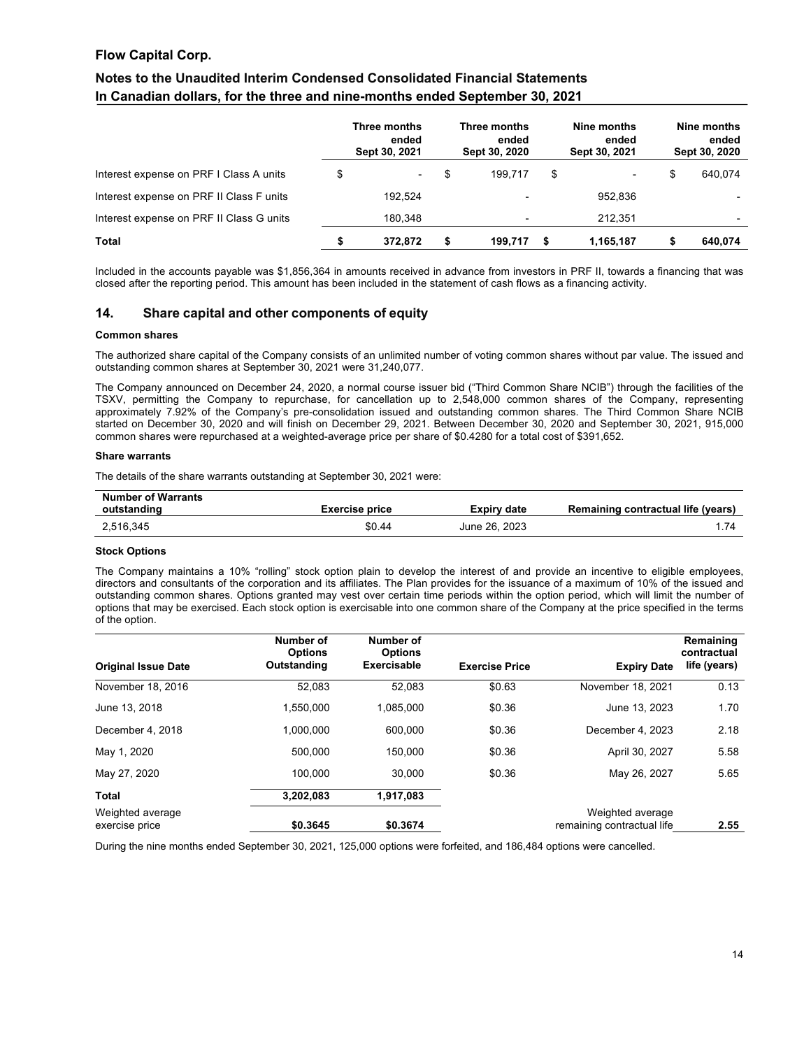| | Three months ended Sept 30, 2021 | Three months ended Sept 30, 2020 | Nine months ended Sept 30, 2021 | Nine months ended Sept 30, 2020 |
|---|---|---|---|---|
| Interest expense on PRF I Class A units | $ - | $ 199,717 | $ - | $ 640,074 |
| Interest expense on PRF II Class F units | 192,524 | - | 952,836 | - |
| Interest expense on PRF II Class G units | 180,348 | - | 212,351 | - |
| **Total** | **$ 372,872** | **$ 199,717** | **$ 1,165,187** | **$ 640,074** |

Included in the accounts payable was $1,856,364 in amounts received in advance from investors in PRF II, towards a financing that was closed after the reporting period. This amount has been included in the statement of cash flows as a financing activity.

## 14. Share capital and other components of equity

**Common shares**

The authorized share capital of the Company consists of an unlimited number of voting common shares without par value. The issued and outstanding common shares at September 30, 2021 were 31,240,077.

The Company announced on December 24, 2020, a normal course issuer bid ("Third Common Share NCIB") through the facilities of the TSXV, permitting the Company to repurchase, for cancellation up to 2,548,000 common shares of the Company, representing approximately 7.92% of the Company's pre-consolidation issued and outstanding common shares. The Third Common Share NCIB started on December 30, 2020 and will finish on December 29, 2021. Between December 30, 2020 and September 30, 2021, 915,000 common shares were repurchased at a weighted-average price per share of $0.4280 for a total cost of $391,652.

**Share warrants**

The details of the share warrants outstanding at September 30, 2021 were:

| Number of Warrants outstanding | Exercise price | Expiry date | Remaining contractual life (years) |
|---|---|---|---|
| 2,516,345 | $0.44 | June 26, 2023 | 1.74 |

**Stock Options**

The Company maintains a 10% "rolling" stock option plain to develop the interest of and provide an incentive to eligible employees, directors and consultants of the corporation and its affiliates. The Plan provides for the issuance of a maximum of 10% of the issued and outstanding common shares. Options granted may vest over certain time periods within the option period, which will limit the number of options that may be exercised. Each stock option is exercisable into one common share of the Company at the price specified in the terms of the option.

| Original Issue Date | Number of Options Outstanding | Number of Options Exercisable | Exercise Price | Expiry Date | Remaining contractual life (years) |
|---|---|---|---|---|---|
| November 18, 2016 | 52,083 | 52,083 | $0.63 | November 18, 2021 | 0.13 |
| June 13, 2018 | 1,550,000 | 1,085,000 | $0.36 | June 13, 2023 | 1.70 |
| December 4, 2018 | 1,000,000 | 600,000 | $0.36 | December 4, 2023 | 2.18 |
| May 1, 2020 | 500,000 | 150,000 | $0.36 | April 30, 2027 | 5.58 |
| May 27, 2020 | 100,000 | 30,000 | $0.36 | May 26, 2027 | 5.65 |
| **Total** | **3,202,083** | **1,917,083** | | | |
| Weighted average exercise price | **$0.3645** | **$0.3674** | | Weighted average remaining contractual life | **2.55** |

During the nine months ended September 30, 2021, 125,000 options were forfeited, and 186,484 options were cancelled.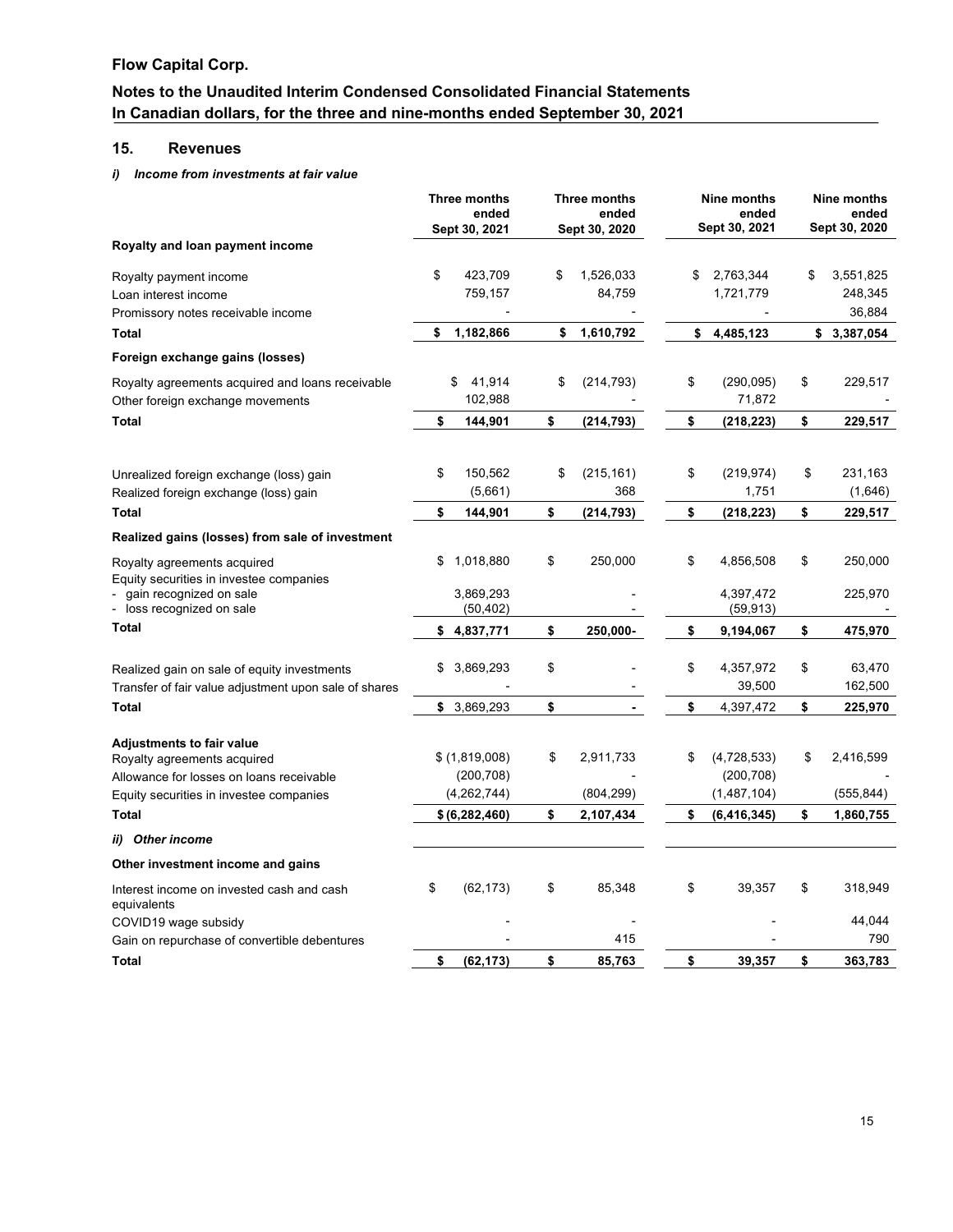## 15. Revenues

### *i) Income from investments at fair value*

| | Three months ended Sept 30, 2021 | Three months ended Sept 30, 2020 | Nine months ended Sept 30, 2021 | Nine months ended Sept 30, 2020 |
|---|---|---|---|---|
| **Royalty and loan payment income** | | | | |
| Royalty payment income | $ 423,709 | $ 1,526,033 | $ 2,763,344 | $ 3,551,825 |
| Loan interest income | 759,157 | 84,759 | 1,721,779 | 248,345 |
| Promissory notes receivable income | - | - | - | 36,884 |
| **Total** | **$ 1,182,866** | **$ 1,610,792** | **$ 4,485,123** | **$ 3,387,054** |
| **Foreign exchange gains (losses)** | | | | |
| Royalty agreements acquired and loans receivable | $ 41,914 | $ (214,793) | $ (290,095) | $ 229,517 |
| Other foreign exchange movements | 102,988 | - | 71,872 | - |
| **Total** | **$ 144,901** | **$ (214,793)** | **$ (218,223)** | **$ 229,517** |
| | | | | |
| Unrealized foreign exchange (loss) gain | $ 150,562 | $ (215,161) | $ (219,974) | $ 231,163 |
| Realized foreign exchange (loss) gain | (5,661) | 368 | 1,751 | (1,646) |
| **Total** | **$ 144,901** | **$ (214,793)** | **$ (218,223)** | **$ 229,517** |
| **Realized gains (losses) from sale of investment** | | | | |
| Royalty agreements acquired | $ 1,018,880 | $ 250,000 | $ 4,856,508 | $ 250,000 |
| Equity securities in investee companies | | | | |
| - gain recognized on sale | 3,869,293 | - | 4,397,472 | 225,970 |
| - loss recognized on sale | (50,402) | - | (59,913) | - |
| **Total** | **$ 4,837,771** | **$ 250,000-** | **$ 9,194,067** | **$ 475,970** |
| | | | | |
| Realized gain on sale of equity investments | $ 3,869,293 | $ - | $ 4,357,972 | $ 63,470 |
| Transfer of fair value adjustment upon sale of shares | - | - | 39,500 | 162,500 |
| **Total** | **$ 3,869,293** | **$ -** | **$ 4,397,472** | **$ 225,970** |
| | | | | |
| **Adjustments to fair value** | | | | |
| Royalty agreements acquired | $ (1,819,008) | $ 2,911,733 | $ (4,728,533) | $ 2,416,599 |
| Allowance for losses on loans receivable | (200,708) | - | (200,708) | - |
| Equity securities in investee companies | (4,262,744) | (804,299) | (1,487,104) | (555,844) |
| **Total** | **$ (6,282,460)** | **$ 2,107,434** | **$ (6,416,345)** | **$ 1,860,755** |

### *ii) Other income*

| | Three months ended Sept 30, 2021 | Three months ended Sept 30, 2020 | Nine months ended Sept 30, 2021 | Nine months ended Sept 30, 2020 |
|---|---|---|---|---|
| **Other investment income and gains** | | | | |
| Interest income on invested cash and cash equivalents | $ (62,173) | $ 85,348 | $ 39,357 | $ 318,949 |
| COVID19 wage subsidy | - | - | - | 44,044 |
| Gain on repurchase of convertible debentures | - | 415 | - | 790 |
| **Total** | **$ (62,173)** | **$ 85,763** | **$ 39,357** | **$ 363,783** |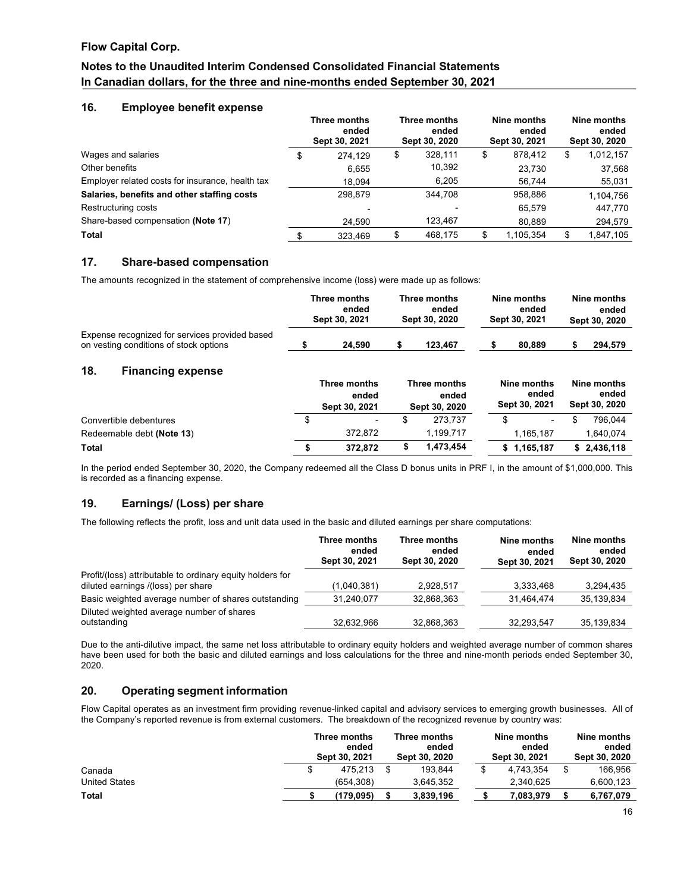# Flow Capital Corp.

## Notes to the Unaudited Interim Condensed Consolidated Financial Statements
## In Canadian dollars, for the three and nine-months ended September 30, 2021

## 16. Employee benefit expense

| | Three months ended Sept 30, 2021 | Three months ended Sept 30, 2020 | Nine months ended Sept 30, 2021 | Nine months ended Sept 30, 2020 |
|---|---|---|---|---|
| Wages and salaries | $ 274,129 | $ 328,111 | $ 878,412 | $ 1,012,157 |
| Other benefits | 6,655 | 10,392 | 23,730 | 37,568 |
| Employer related costs for insurance, health tax | 18,094 | 6,205 | 56,744 | 55,031 |
| **Salaries, benefits and other staffing costs** | 298,879 | 344,708 | 958,886 | 1,104,756 |
| Restructuring costs | - | - | 65,579 | 447,770 |
| Share-based compensation **(Note 17**) | 24,590 | 123,467 | 80,889 | 294,579 |
| **Total** | $ 323,469 | $ 468,175 | $ 1,105,354 | $ 1,847,105 |

## 17. Share-based compensation

The amounts recognized in the statement of comprehensive income (loss) were made up as follows:

| | Three months ended Sept 30, 2021 | Three months ended Sept 30, 2020 | Nine months ended Sept 30, 2021 | Nine months ended Sept 30, 2020 |
|---|---|---|---|---|
| Expense recognized for services provided based on vesting conditions of stock options | **$ 24,590** | **$ 123,467** | **$ 80,889** | **$ 294,579** |

## 18. Financing expense

| | Three months ended Sept 30, 2021 | Three months ended Sept 30, 2020 | Nine months ended Sept 30, 2021 | Nine months ended Sept 30, 2020 |
|---|---|---|---|---|
| Convertible debentures | $ - | $ 273,737 | $ - | $ 796,044 |
| Redeemable debt **(Note 13**) | 372,872 | 1,199,717 | 1,165,187 | 1,640,074 |
| **Total** | **$ 372,872** | **$ 1,473,454** | **$ 1,165,187** | **$ 2,436,118** |

In the period ended September 30, 2020, the Company redeemed all the Class D bonus units in PRF I, in the amount of $1,000,000. This is recorded as a financing expense.

## 19. Earnings/ (Loss) per share

The following reflects the profit, loss and unit data used in the basic and diluted earnings per share computations:

| | Three months ended Sept 30, 2021 | Three months ended Sept 30, 2020 | Nine months ended Sept 30, 2021 | Nine months ended Sept 30, 2020 |
|---|---|---|---|---|
| Profit/(loss) attributable to ordinary equity holders for diluted earnings /(loss) per share | (1,040,381) | 2,928,517 | 3,333,468 | 3,294,435 |
| Basic weighted average number of shares outstanding | 31,240,077 | 32,868,363 | 31,464,474 | 35,139,834 |
| Diluted weighted average number of shares outstanding | 32,632,966 | 32,868,363 | 32,293,547 | 35,139,834 |

Due to the anti-dilutive impact, the same net loss attributable to ordinary equity holders and weighted average number of common shares have been used for both the basic and diluted earnings and loss calculations for the three and nine-month periods ended September 30, 2020.

## 20. Operating segment information

Flow Capital operates as an investment firm providing revenue-linked capital and advisory services to emerging growth businesses. All of the Company's reported revenue is from external customers. The breakdown of the recognized revenue by country was:

| | Three months ended Sept 30, 2021 | Three months ended Sept 30, 2020 | Nine months ended Sept 30, 2021 | Nine months ended Sept 30, 2020 |
|---|---|---|---|---|
| Canada | $ 475,213 | $ 193,844 | $ 4,743,354 | $ 166,956 |
| United States | (654,308) | 3,645,352 | 2,340,625 | 6,600,123 |
| **Total** | **$ (179,095)** | **$ 3,839,196** | **$ 7,083,979** | **$ 6,767,079** |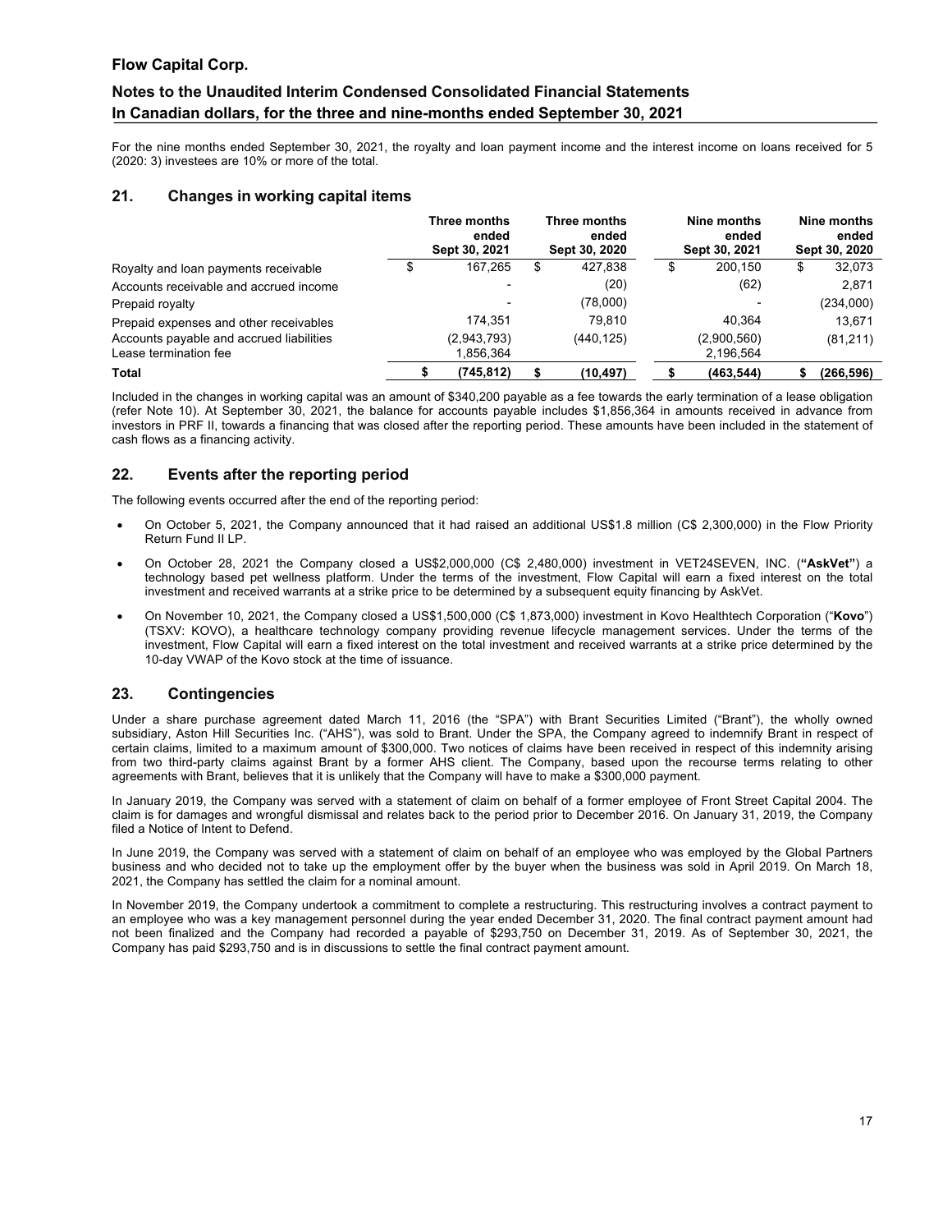For the nine months ended September 30, 2021, the royalty and loan payment income and the interest income on loans received for 5 (2020: 3) investees are 10% or more of the total.

## 21. Changes in working capital items

| | Three months ended Sept 30, 2021 | Three months ended Sept 30, 2020 | Nine months ended Sept 30, 2021 | Nine months ended Sept 30, 2020 |
|---|---|---|---|---|
| Royalty and loan payments receivable | $ 167,265 | $ 427,838 | $ 200,150 | $ 32,073 |
| Accounts receivable and accrued income | - | (20) | (62) | 2,871 |
| Prepaid royalty | - | (78,000) | - | (234,000) |
| Prepaid expenses and other receivables | 174,351 | 79,810 | 40,364 | 13,671 |
| Accounts payable and accrued liabilities | (2,943,793) | (440,125) | (2,900,560) | (81,211) |
| Lease termination fee | 1,856,364 | | 2,196,564 | |
| **Total** | **$ (745,812)** | **$ (10,497)** | **$ (463,544)** | **$ (266,596)** |

Included in the changes in working capital was an amount of $340,200 payable as a fee towards the early termination of a lease obligation (refer Note 10). At September 30, 2021, the balance for accounts payable includes $1,856,364 in amounts received in advance from investors in PRF II, towards a financing that was closed after the reporting period. These amounts have been included in the statement of cash flows as a financing activity.

## 22. Events after the reporting period

The following events occurred after the end of the reporting period:

- On October 5, 2021, the Company announced that it had raised an additional US$1.8 million (C$ 2,300,000) in the Flow Priority Return Fund II LP.
- On October 28, 2021 the Company closed a US$2,000,000 (C$ 2,480,000) investment in VET24SEVEN, INC. (**"AskVet"**) a technology based pet wellness platform. Under the terms of the investment, Flow Capital will earn a fixed interest on the total investment and received warrants at a strike price to be determined by a subsequent equity financing by AskVet.
- On November 10, 2021, the Company closed a US$1,500,000 (C$ 1,873,000) investment in Kovo Healthtech Corporation ("**Kovo**") (TSXV: KOVO), a healthcare technology company providing revenue lifecycle management services. Under the terms of the investment, Flow Capital will earn a fixed interest on the total investment and received warrants at a strike price determined by the 10-day VWAP of the Kovo stock at the time of issuance.

## 23. Contingencies

Under a share purchase agreement dated March 11, 2016 (the "SPA") with Brant Securities Limited ("Brant"), the wholly owned subsidiary, Aston Hill Securities Inc. ("AHS"), was sold to Brant. Under the SPA, the Company agreed to indemnify Brant in respect of certain claims, limited to a maximum amount of $300,000. Two notices of claims have been received in respect of this indemnity arising from two third-party claims against Brant by a former AHS client. The Company, based upon the recourse terms relating to other agreements with Brant, believes that it is unlikely that the Company will have to make a $300,000 payment.

In January 2019, the Company was served with a statement of claim on behalf of a former employee of Front Street Capital 2004. The claim is for damages and wrongful dismissal and relates back to the period prior to December 2016. On January 31, 2019, the Company filed a Notice of Intent to Defend.

In June 2019, the Company was served with a statement of claim on behalf of an employee who was employed by the Global Partners business and who decided not to take up the employment offer by the buyer when the business was sold in April 2019. On March 18, 2021, the Company has settled the claim for a nominal amount.

In November 2019, the Company undertook a commitment to complete a restructuring. This restructuring involves a contract payment to an employee who was a key management personnel during the year ended December 31, 2020. The final contract payment amount had not been finalized and the Company had recorded a payable of $293,750 on December 31, 2019. As of September 30, 2021, the Company has paid $293,750 and is in discussions to settle the final contract payment amount.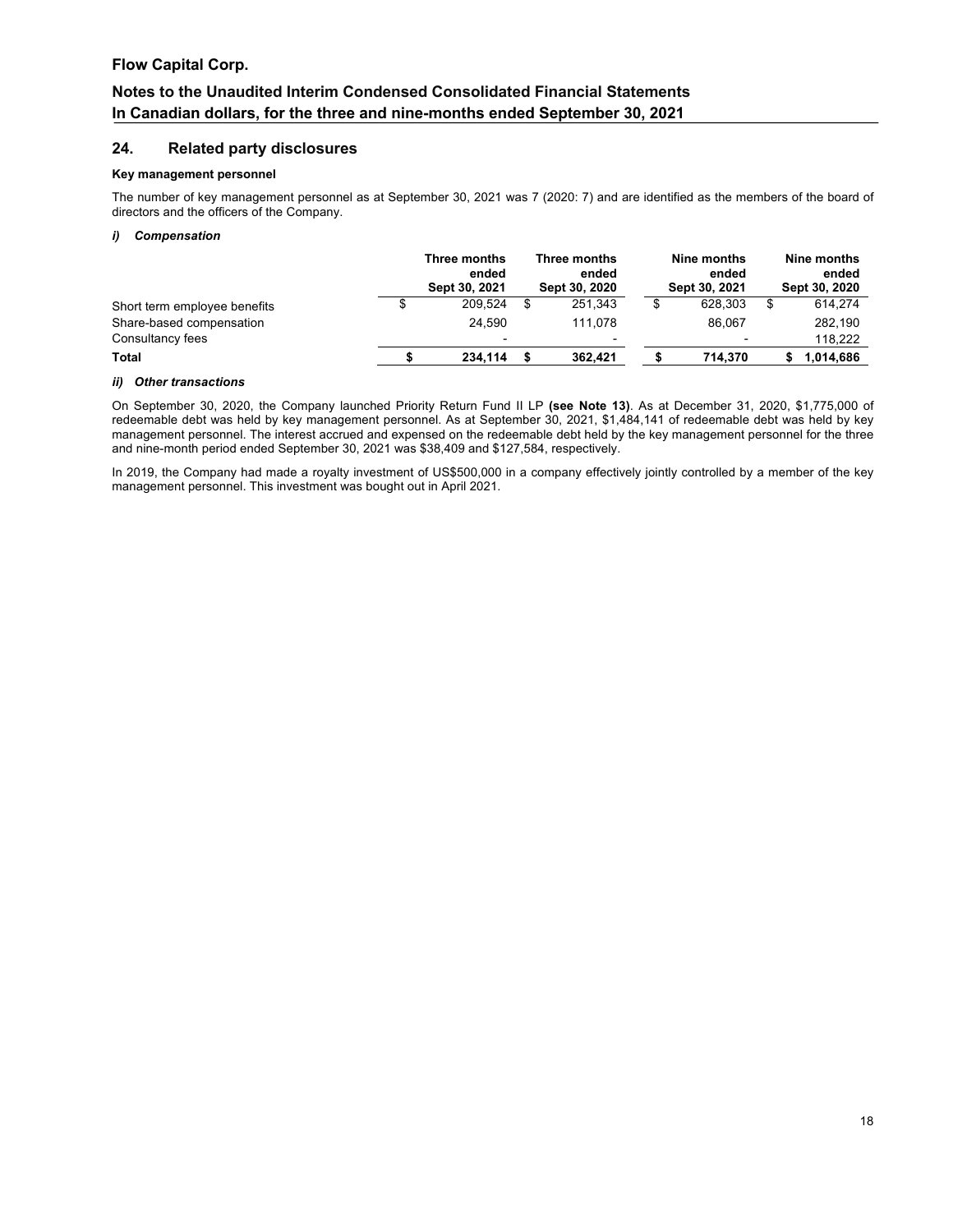Flow Capital Corp.

Notes to the Unaudited Interim Condensed Consolidated Financial Statements
In Canadian dollars, for the three and nine-months ended September 30, 2021

## 24. Related party disclosures

**Key management personnel**

The number of key management personnel as at September 30, 2021 was 7 (2020: 7) and are identified as the members of the board of directors and the officers of the Company.

***i) Compensation***

| | Three months ended Sept 30, 2021 | Three months ended Sept 30, 2020 | Nine months ended Sept 30, 2021 | Nine months ended Sept 30, 2020 |
|---|---|---|---|---|
| Short term employee benefits | $ 209,524 | $ 251,343 | $ 628,303 | $ 614,274 |
| Share-based compensation | 24,590 | 111,078 | 86,067 | 282,190 |
| Consultancy fees | - | - | - | 118,222 |
| **Total** | **$ 234,114** | **$ 362,421** | **$ 714,370** | **$ 1,014,686** |

***ii) Other transactions***

On September 30, 2020, the Company launched Priority Return Fund II LP **(see Note 13)**. As at December 31, 2020, $1,775,000 of redeemable debt was held by key management personnel. As at September 30, 2021, $1,484,141 of redeemable debt was held by key management personnel. The interest accrued and expensed on the redeemable debt held by the key management personnel for the three and nine-month period ended September 30, 2021 was $38,409 and $127,584, respectively.

In 2019, the Company had made a royalty investment of US$500,000 in a company effectively jointly controlled by a member of the key management personnel. This investment was bought out in April 2021.